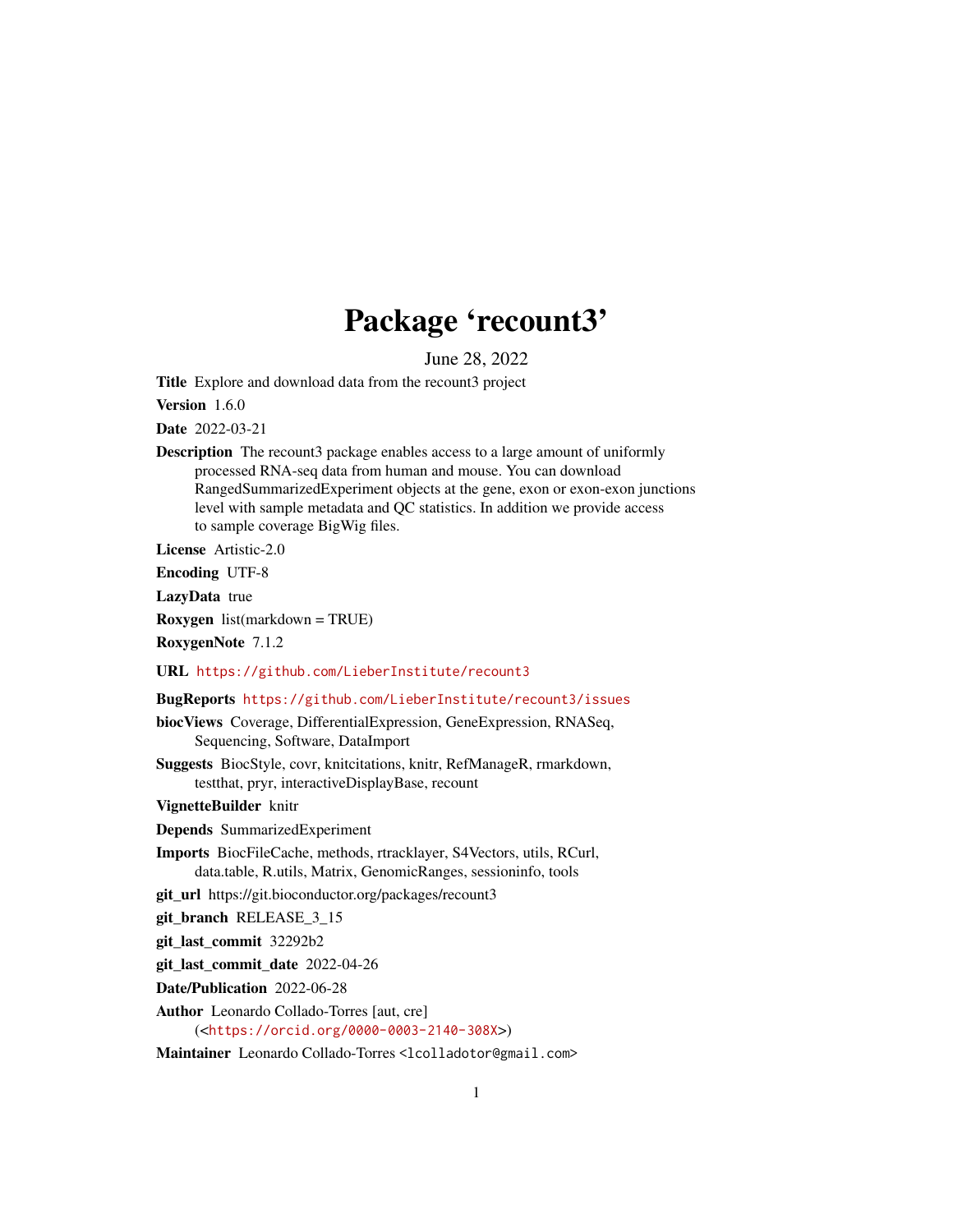# Package 'recount3'

June 28, 2022

**Title** Explore and download data from the recount3 project

**Version** 1.6.0

**Date** 2022-03-21

**Description** The recount3 package enables access to a large amount of uniformly processed RNA-seq data from human and mouse. You can download RangedSummarizedExperiment objects at the gene, exon or exon-exon junctions level with sample metadata and QC statistics. In addition we provide access to sample coverage BigWig files.

**License** Artistic-2.0

**Encoding** UTF-8

**LazyData** true

**Roxygen** list(markdown = TRUE)

**RoxygenNote** 7.1.2

**URL** https://github.com/LieberInstitute/recount3

**BugReports** https://github.com/LieberInstitute/recount3/issues

**biocViews** Coverage, DifferentialExpression, GeneExpression, RNASeq, Sequencing, Software, DataImport

**Suggests** BiocStyle, covr, knitcitations, knitr, RefManageR, rmarkdown, testthat, pryr, interactiveDisplayBase, recount

**VignetteBuilder** knitr

**Depends** SummarizedExperiment

**Imports** BiocFileCache, methods, rtracklayer, S4Vectors, utils, RCurl, data.table, R.utils, Matrix, GenomicRanges, sessioninfo, tools

**git_url** https://git.bioconductor.org/packages/recount3

**git_branch** RELEASE_3_15

**git_last_commit** 32292b2

**git_last_commit_date** 2022-04-26

**Date/Publication** 2022-06-28

**Author** Leonardo Collado-Torres [aut, cre] (<https://orcid.org/0000-0003-2140-308X>)

**Maintainer** Leonardo Collado-Torres <lcolladotor@gmail.com>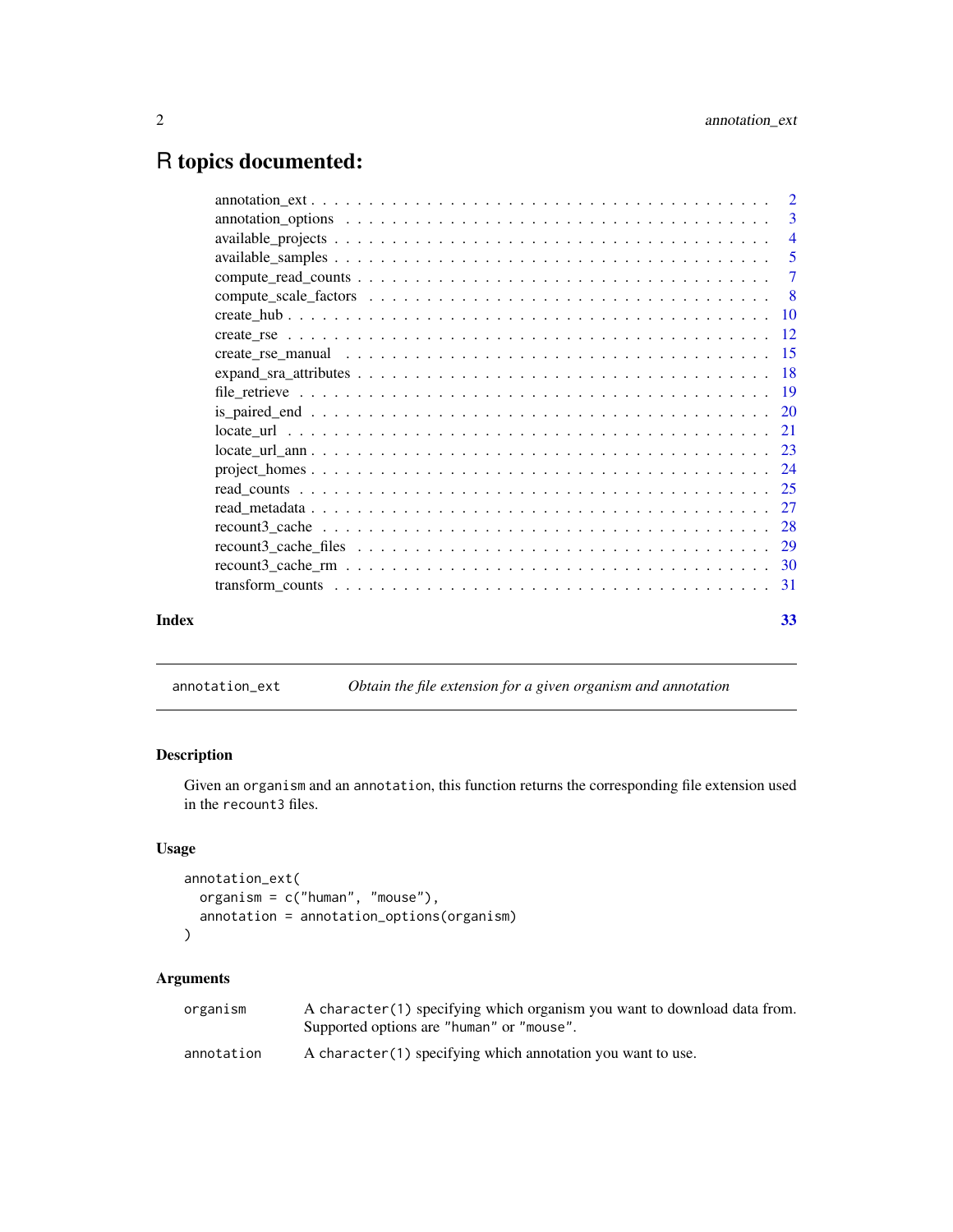# R topics documented:

| | |
|---|---|
| annotation_ext | 2 |
| annotation_options | 3 |
| available_projects | 4 |
| available_samples | 5 |
| compute_read_counts | 7 |
| compute_scale_factors | 8 |
| create_hub | 10 |
| create_rse | 12 |
| create_rse_manual | 15 |
| expand_sra_attributes | 18 |
| file_retrieve | 19 |
| is_paired_end | 20 |
| locate_url | 21 |
| locate_url_ann | 23 |
| project_homes | 24 |
| read_counts | 25 |
| read_metadata | 27 |
| recount3_cache | 28 |
| recount3_cache_files | 29 |
| recount3_cache_rm | 30 |
| transform_counts | 31 |

**Index** 33

---

## annotation_ext — *Obtain the file extension for a given organism and annotation*

### Description

Given an `organism` and an `annotation`, this function returns the corresponding file extension used in the `recount3` files.

### Usage

```
annotation_ext(
  organism = c("human", "mouse"),
  annotation = annotation_options(organism)
)
```

### Arguments

| | |
|---|---|
| `organism` | A `character(1)` specifying which organism you want to download data from. Supported options are `"human"` or `"mouse"`. |
| `annotation` | A `character(1)` specifying which annotation you want to use. |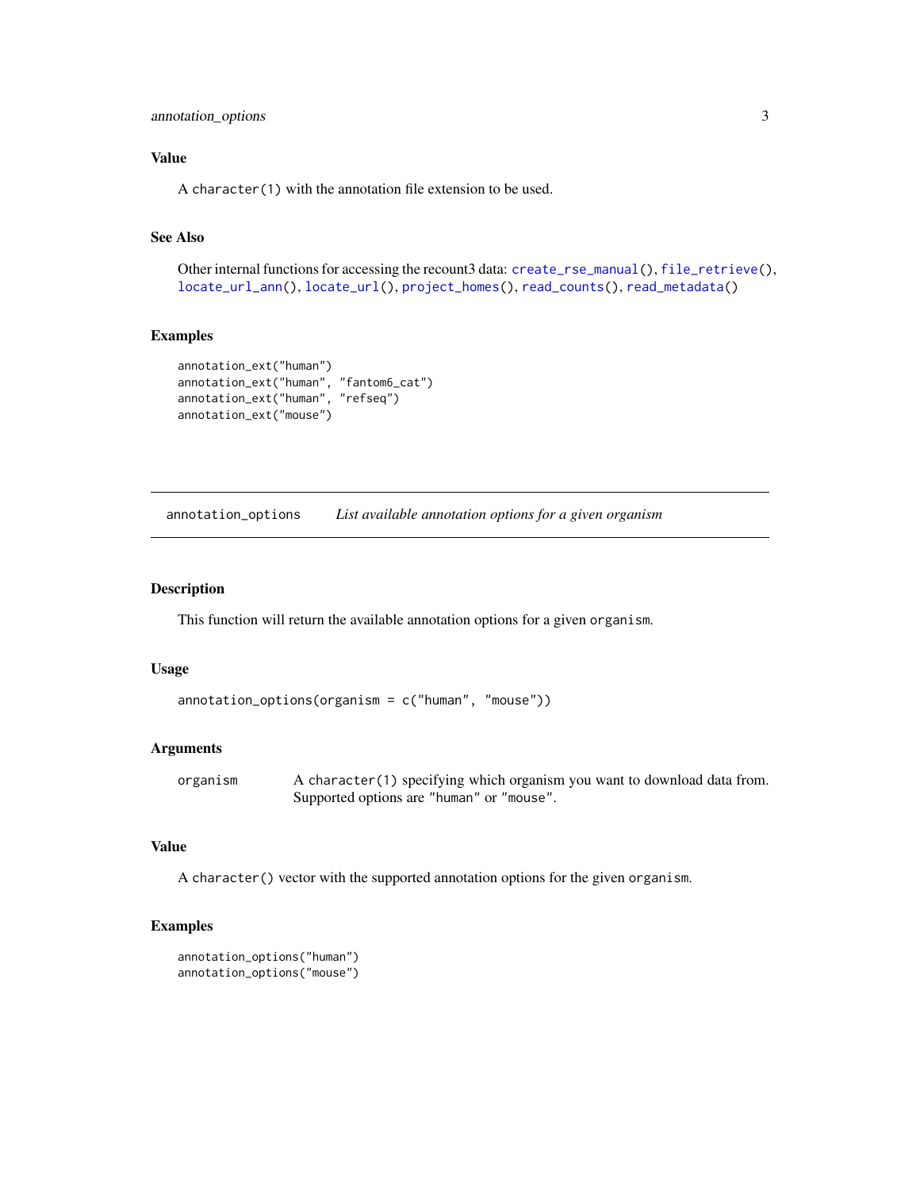### Value

A `character(1)` with the annotation file extension to be used.

### See Also

Other internal functions for accessing the recount3 data: `create_rse_manual()`, `file_retrieve()`, `locate_url_ann()`, `locate_url()`, `project_homes()`, `read_counts()`, `read_metadata()`

### Examples

```
annotation_ext("human")
annotation_ext("human", "fantom6_cat")
annotation_ext("human", "refseq")
annotation_ext("mouse")
```

---

## `annotation_options` *List available annotation options for a given organism*

---

### Description

This function will return the available annotation options for a given `organism`.

### Usage

```
annotation_options(organism = c("human", "mouse"))
```

### Arguments

| | |
|---|---|
| `organism` | A `character(1)` specifying which organism you want to download data from. Supported options are `"human"` or `"mouse"`. |

### Value

A `character()` vector with the supported annotation options for the given `organism`.

### Examples

```
annotation_options("human")
annotation_options("mouse")
```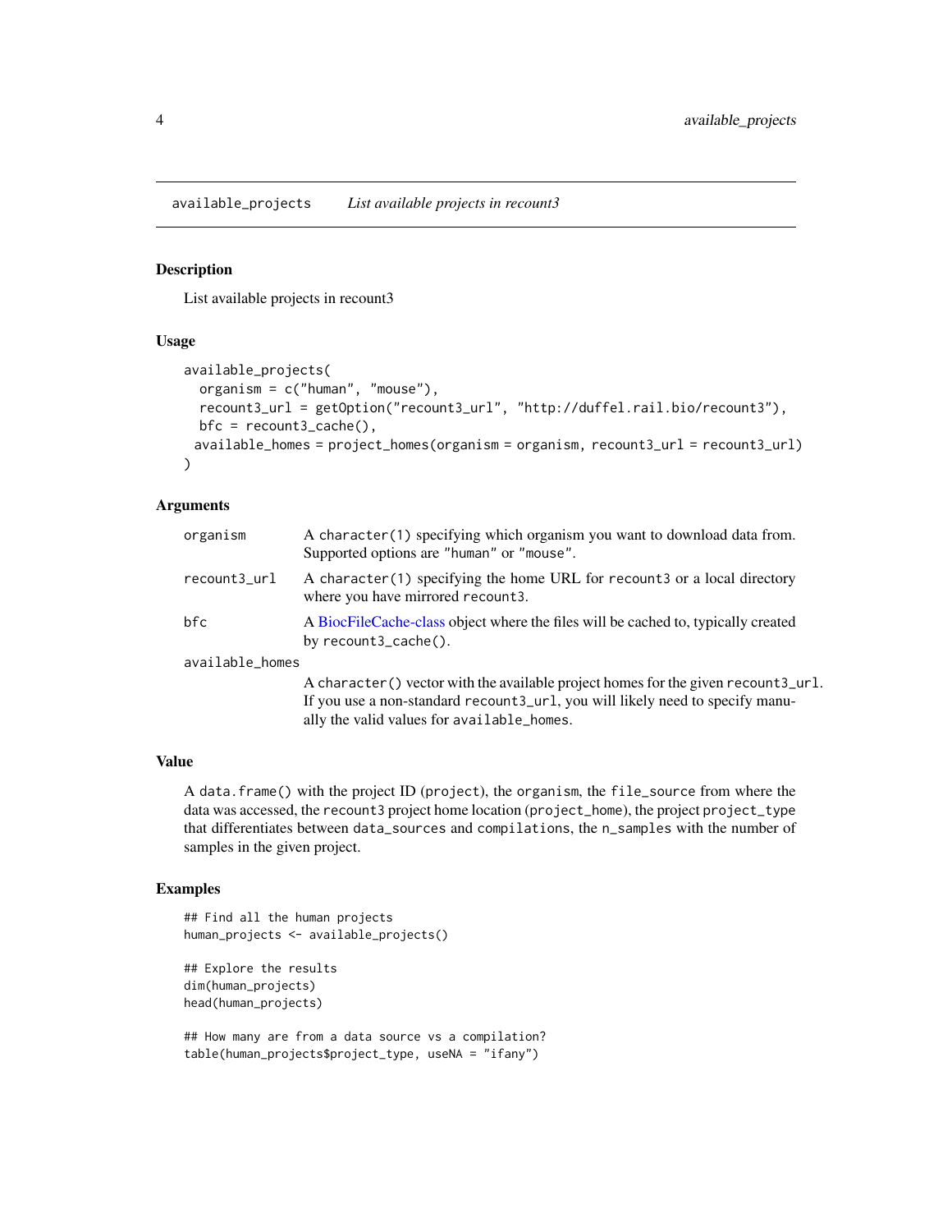## available_projects    *List available projects in recount3*

### Description

List available projects in recount3

### Usage

```
available_projects(
  organism = c("human", "mouse"),
  recount3_url = getOption("recount3_url", "http://duffel.rail.bio/recount3"),
  bfc = recount3_cache(),
  available_homes = project_homes(organism = organism, recount3_url = recount3_url)
)
```

### Arguments

| | |
|---|---|
| organism | A `character(1)` specifying which organism you want to download data from. Supported options are `"human"` or `"mouse"`. |
| recount3_url | A `character(1)` specifying the home URL for `recount3` or a local directory where you have mirrored `recount3`. |
| bfc | A BiocFileCache-class object where the files will be cached to, typically created by `recount3_cache()`. |
| available_homes | A `character()` vector with the available project homes for the given `recount3_url`. If you use a non-standard `recount3_url`, you will likely need to specify manually the valid values for `available_homes`. |

### Value

A `data.frame()` with the project ID (`project`), the `organism`, the `file_source` from where the data was accessed, the `recount3` project home location (`project_home`), the project `project_type` that differentiates between `data_sources` and `compilations`, the `n_samples` with the number of samples in the given project.

### Examples

```
## Find all the human projects
human_projects <- available_projects()

## Explore the results
dim(human_projects)
head(human_projects)

## How many are from a data source vs a compilation?
table(human_projects$project_type, useNA = "ifany")
```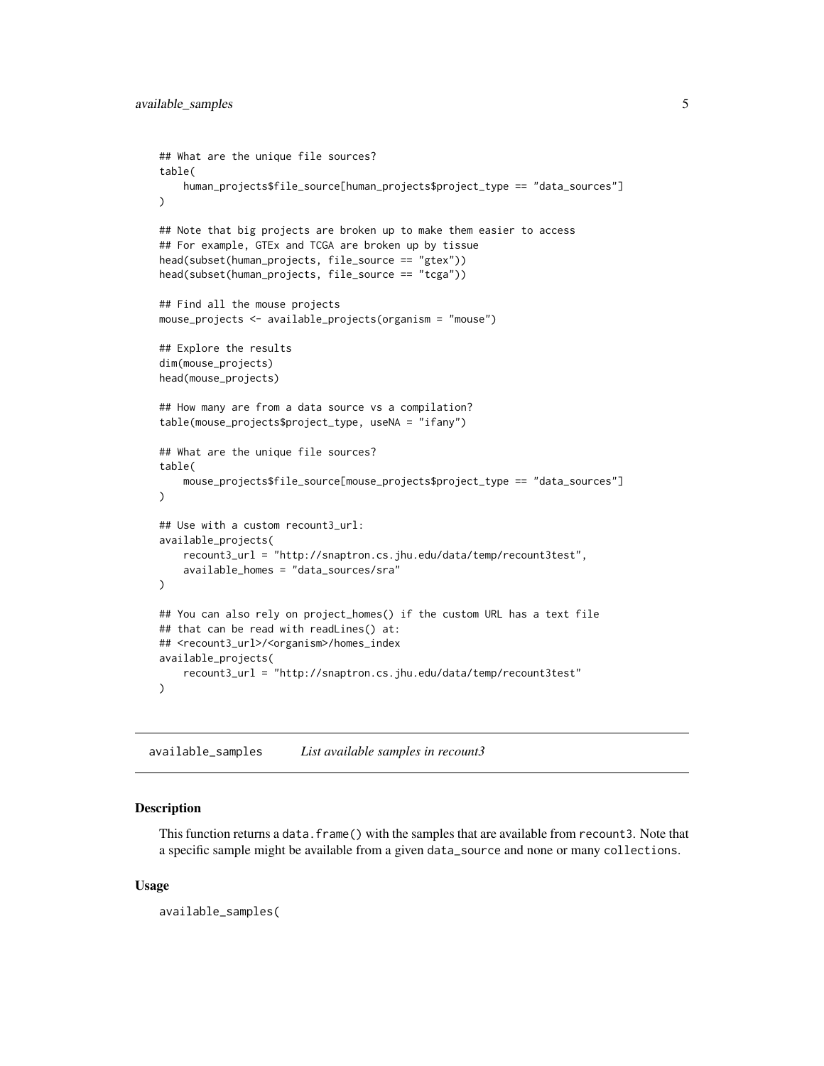```
## What are the unique file sources?
table(
    human_projects$file_source[human_projects$project_type == "data_sources"]
)

## Note that big projects are broken up to make them easier to access
## For example, GTEx and TCGA are broken up by tissue
head(subset(human_projects, file_source == "gtex"))
head(subset(human_projects, file_source == "tcga"))

## Find all the mouse projects
mouse_projects <- available_projects(organism = "mouse")

## Explore the results
dim(mouse_projects)
head(mouse_projects)

## How many are from a data source vs a compilation?
table(mouse_projects$project_type, useNA = "ifany")

## What are the unique file sources?
table(
    mouse_projects$file_source[mouse_projects$project_type == "data_sources"]
)

## Use with a custom recount3_url:
available_projects(
    recount3_url = "http://snaptron.cs.jhu.edu/data/temp/recount3test",
    available_homes = "data_sources/sra"
)

## You can also rely on project_homes() if the custom URL has a text file
## that can be read with readLines() at:
## <recount3_url>/<organism>/homes_index
available_projects(
    recount3_url = "http://snaptron.cs.jhu.edu/data/temp/recount3test"
)
```

## available_samples    *List available samples in recount3*

### Description

This function returns a `data.frame()` with the samples that are available from `recount3`. Note that a specific sample might be available from a given `data_source` and none or many `collections`.

### Usage

```
available_samples(
```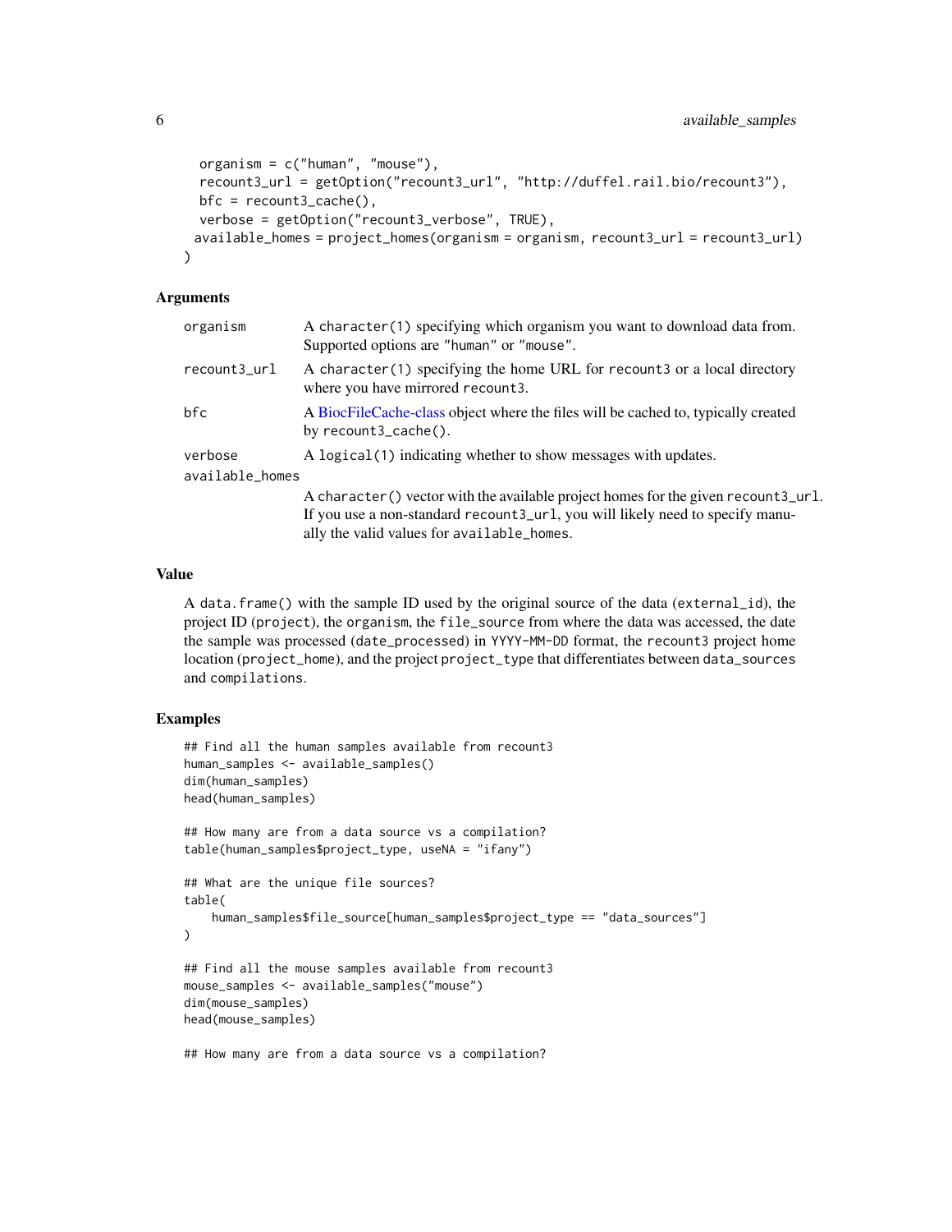```
  organism = c("human", "mouse"),
  recount3_url = getOption("recount3_url", "http://duffel.rail.bio/recount3"),
  bfc = recount3_cache(),
  verbose = getOption("recount3_verbose", TRUE),
 available_homes = project_homes(organism = organism, recount3_url = recount3_url)
)
```

### Arguments

| | |
|---|---|
| organism | A character(1) specifying which organism you want to download data from. Supported options are "human" or "mouse". |
| recount3_url | A character(1) specifying the home URL for recount3 or a local directory where you have mirrored recount3. |
| bfc | A BiocFileCache-class object where the files will be cached to, typically created by recount3_cache(). |
| verbose | A logical(1) indicating whether to show messages with updates. |
| available_homes | A character() vector with the available project homes for the given recount3_url. If you use a non-standard recount3_url, you will likely need to specify manually the valid values for available_homes. |

### Value

A data.frame() with the sample ID used by the original source of the data (external_id), the project ID (project), the organism, the file_source from where the data was accessed, the date the sample was processed (date_processed) in YYYY-MM-DD format, the recount3 project home location (project_home), and the project project_type that differentiates between data_sources and compilations.

### Examples

```
## Find all the human samples available from recount3
human_samples <- available_samples()
dim(human_samples)
head(human_samples)

## How many are from a data source vs a compilation?
table(human_samples$project_type, useNA = "ifany")

## What are the unique file sources?
table(
    human_samples$file_source[human_samples$project_type == "data_sources"]
)

## Find all the mouse samples available from recount3
mouse_samples <- available_samples("mouse")
dim(mouse_samples)
head(mouse_samples)

## How many are from a data source vs a compilation?
```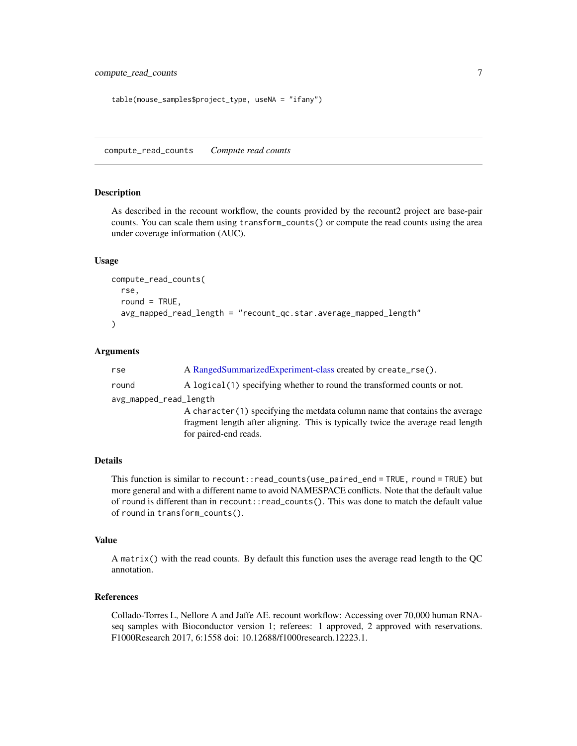```
table(mouse_samples$project_type, useNA = "ifany")
```

---

## compute_read_counts    *Compute read counts*

### Description

As described in the recount workflow, the counts provided by the recount2 project are base-pair counts. You can scale them using `transform_counts()` or compute the read counts using the area under coverage information (AUC).

### Usage

```
compute_read_counts(
  rse,
  round = TRUE,
  avg_mapped_read_length = "recount_qc.star.average_mapped_length"
)
```

### Arguments

| | |
|---|---|
| `rse` | A RangedSummarizedExperiment-class created by `create_rse()`. |
| `round` | A `logical(1)` specifying whether to round the transformed counts or not. |
| `avg_mapped_read_length` | A `character(1)` specifying the metdata column name that contains the average fragment length after aligning. This is typically twice the average read length for paired-end reads. |

### Details

This function is similar to `recount::read_counts(use_paired_end = TRUE, round = TRUE)` but more general and with a different name to avoid NAMESPACE conflicts. Note that the default value of round is different than in `recount::read_counts()`. This was done to match the default value of round in `transform_counts()`.

### Value

A `matrix()` with the read counts. By default this function uses the average read length to the QC annotation.

### References

Collado-Torres L, Nellore A and Jaffe AE. recount workflow: Accessing over 70,000 human RNA-seq samples with Bioconductor version 1; referees: 1 approved, 2 approved with reservations. F1000Research 2017, 6:1558 doi: 10.12688/f1000research.12223.1.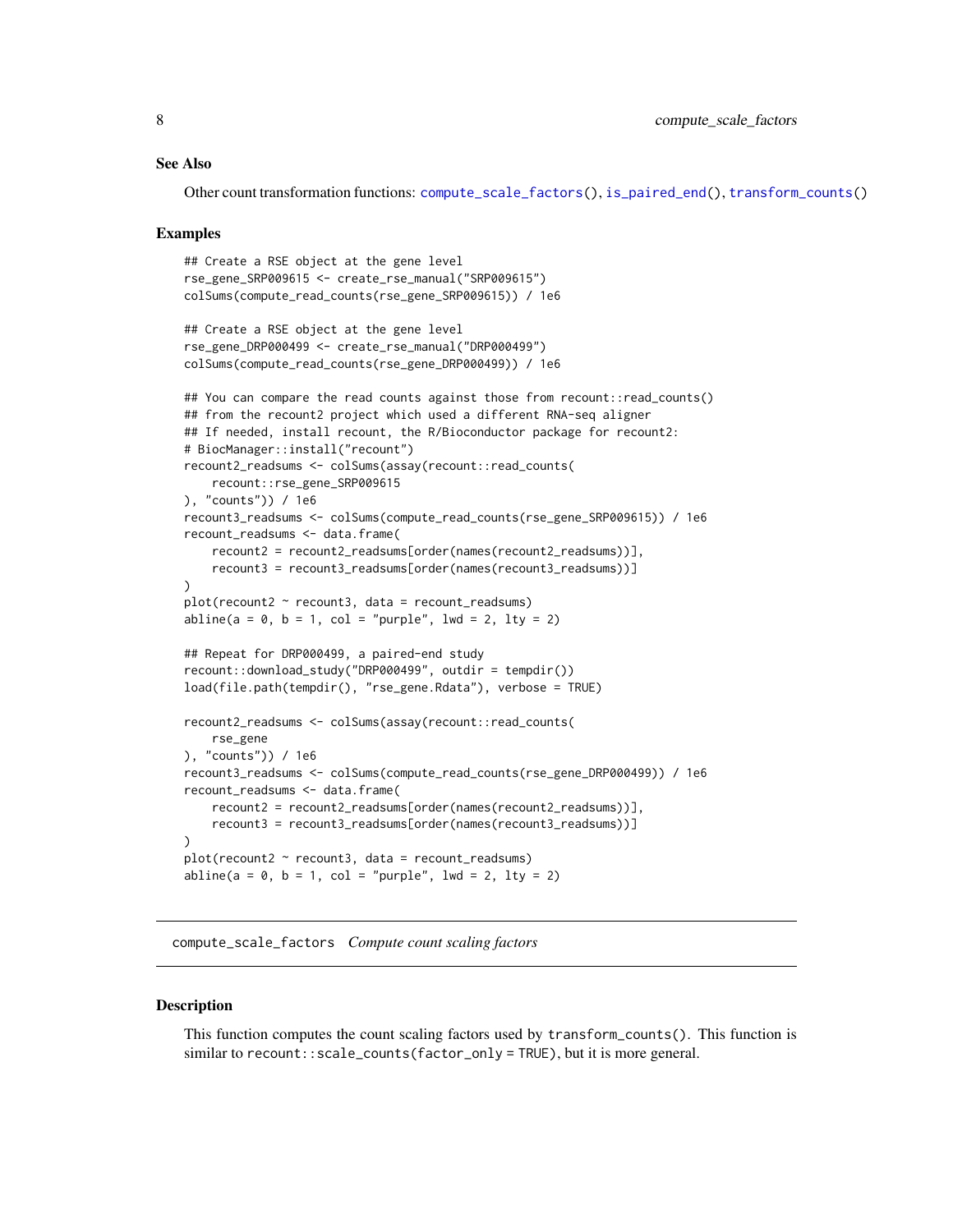### See Also

Other count transformation functions: `compute_scale_factors()`, `is_paired_end()`, `transform_counts()`

### Examples

```
## Create a RSE object at the gene level
rse_gene_SRP009615 <- create_rse_manual("SRP009615")
colSums(compute_read_counts(rse_gene_SRP009615)) / 1e6

## Create a RSE object at the gene level
rse_gene_DRP000499 <- create_rse_manual("DRP000499")
colSums(compute_read_counts(rse_gene_DRP000499)) / 1e6

## You can compare the read counts against those from recount::read_counts()
## from the recount2 project which used a different RNA-seq aligner
## If needed, install recount, the R/Bioconductor package for recount2:
# BiocManager::install("recount")
recount2_readsums <- colSums(assay(recount::read_counts(
    recount::rse_gene_SRP009615
), "counts")) / 1e6
recount3_readsums <- colSums(compute_read_counts(rse_gene_SRP009615)) / 1e6
recount_readsums <- data.frame(
    recount2 = recount2_readsums[order(names(recount2_readsums))],
    recount3 = recount3_readsums[order(names(recount3_readsums))]
)
plot(recount2 ~ recount3, data = recount_readsums)
abline(a = 0, b = 1, col = "purple", lwd = 2, lty = 2)

## Repeat for DRP000499, a paired-end study
recount::download_study("DRP000499", outdir = tempdir())
load(file.path(tempdir(), "rse_gene.Rdata"), verbose = TRUE)

recount2_readsums <- colSums(assay(recount::read_counts(
    rse_gene
), "counts")) / 1e6
recount3_readsums <- colSums(compute_read_counts(rse_gene_DRP000499)) / 1e6
recount_readsums <- data.frame(
    recount2 = recount2_readsums[order(names(recount2_readsums))],
    recount3 = recount3_readsums[order(names(recount3_readsums))]
)
plot(recount2 ~ recount3, data = recount_readsums)
abline(a = 0, b = 1, col = "purple", lwd = 2, lty = 2)
```

---

## compute_scale_factors *Compute count scaling factors*

---

### Description

This function computes the count scaling factors used by `transform_counts()`. This function is similar to `recount::scale_counts(factor_only = TRUE)`, but it is more general.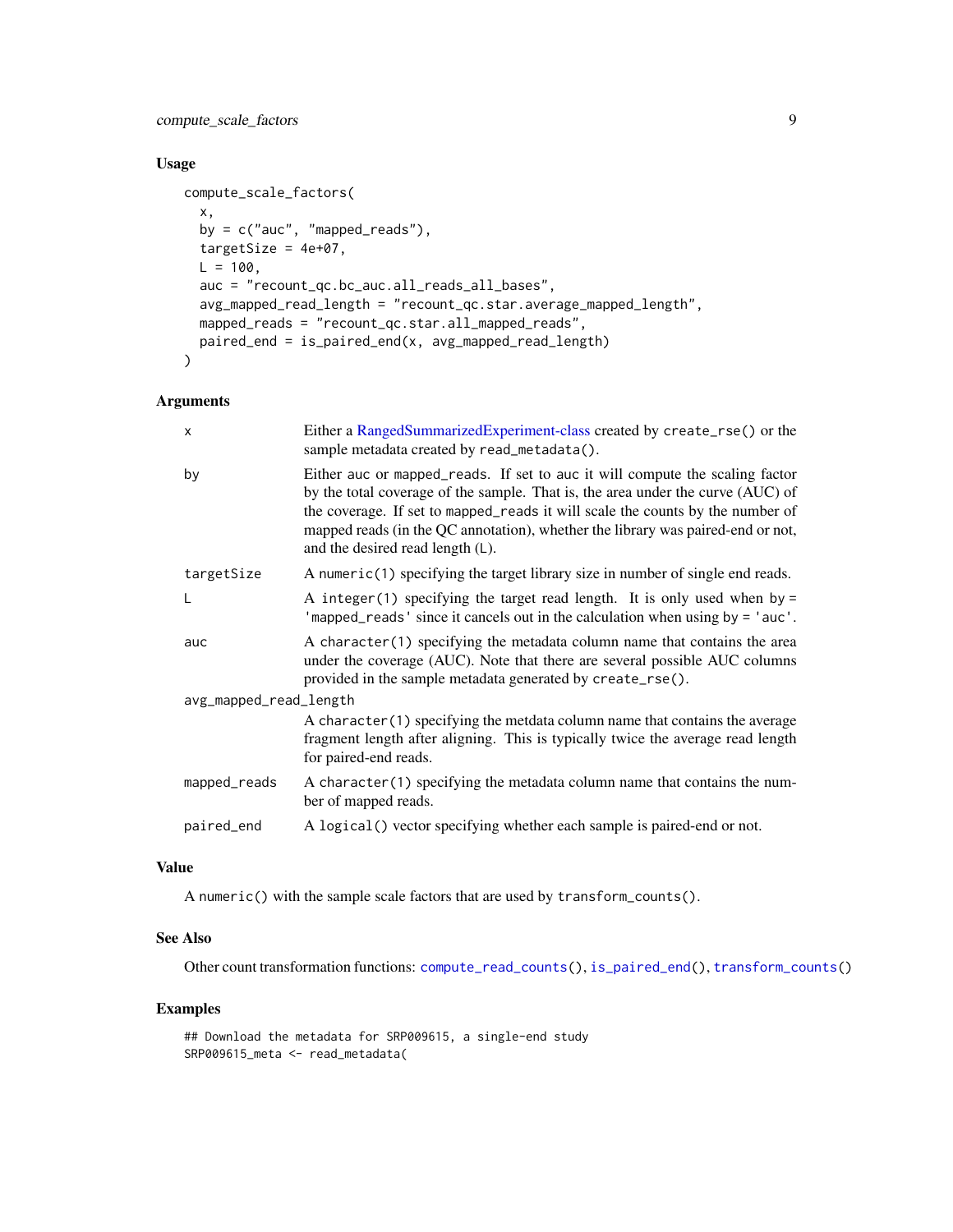## Usage

```
compute_scale_factors(
  x,
  by = c("auc", "mapped_reads"),
  targetSize = 4e+07,
  L = 100,
  auc = "recount_qc.bc_auc.all_reads_all_bases",
  avg_mapped_read_length = "recount_qc.star.average_mapped_length",
  mapped_reads = "recount_qc.star.all_mapped_reads",
  paired_end = is_paired_end(x, avg_mapped_read_length)
)
```

## Arguments

| | |
|---|---|
| x | Either a RangedSummarizedExperiment-class created by `create_rse()` or the sample metadata created by `read_metadata()`. |
| by | Either `auc` or `mapped_reads`. If set to `auc` it will compute the scaling factor by the total coverage of the sample. That is, the area under the curve (AUC) of the coverage. If set to `mapped_reads` it will scale the counts by the number of mapped reads (in the QC annotation), whether the library was paired-end or not, and the desired read length (`L`). |
| targetSize | A `numeric(1)` specifying the target library size in number of single end reads. |
| L | A `integer(1)` specifying the target read length. It is only used when `by = 'mapped_reads'` since it cancels out in the calculation when using `by = 'auc'`. |
| auc | A `character(1)` specifying the metadata column name that contains the area under the coverage (AUC). Note that there are several possible AUC columns provided in the sample metadata generated by `create_rse()`. |
| avg_mapped_read_length | A `character(1)` specifying the metdata column name that contains the average fragment length after aligning. This is typically twice the average read length for paired-end reads. |
| mapped_reads | A `character(1)` specifying the metadata column name that contains the number of mapped reads. |
| paired_end | A `logical()` vector specifying whether each sample is paired-end or not. |

## Value

A `numeric()` with the sample scale factors that are used by `transform_counts()`.

## See Also

Other count transformation functions: `compute_read_counts()`, `is_paired_end()`, `transform_counts()`

## Examples

```
## Download the metadata for SRP009615, a single-end study
SRP009615_meta <- read_metadata(
```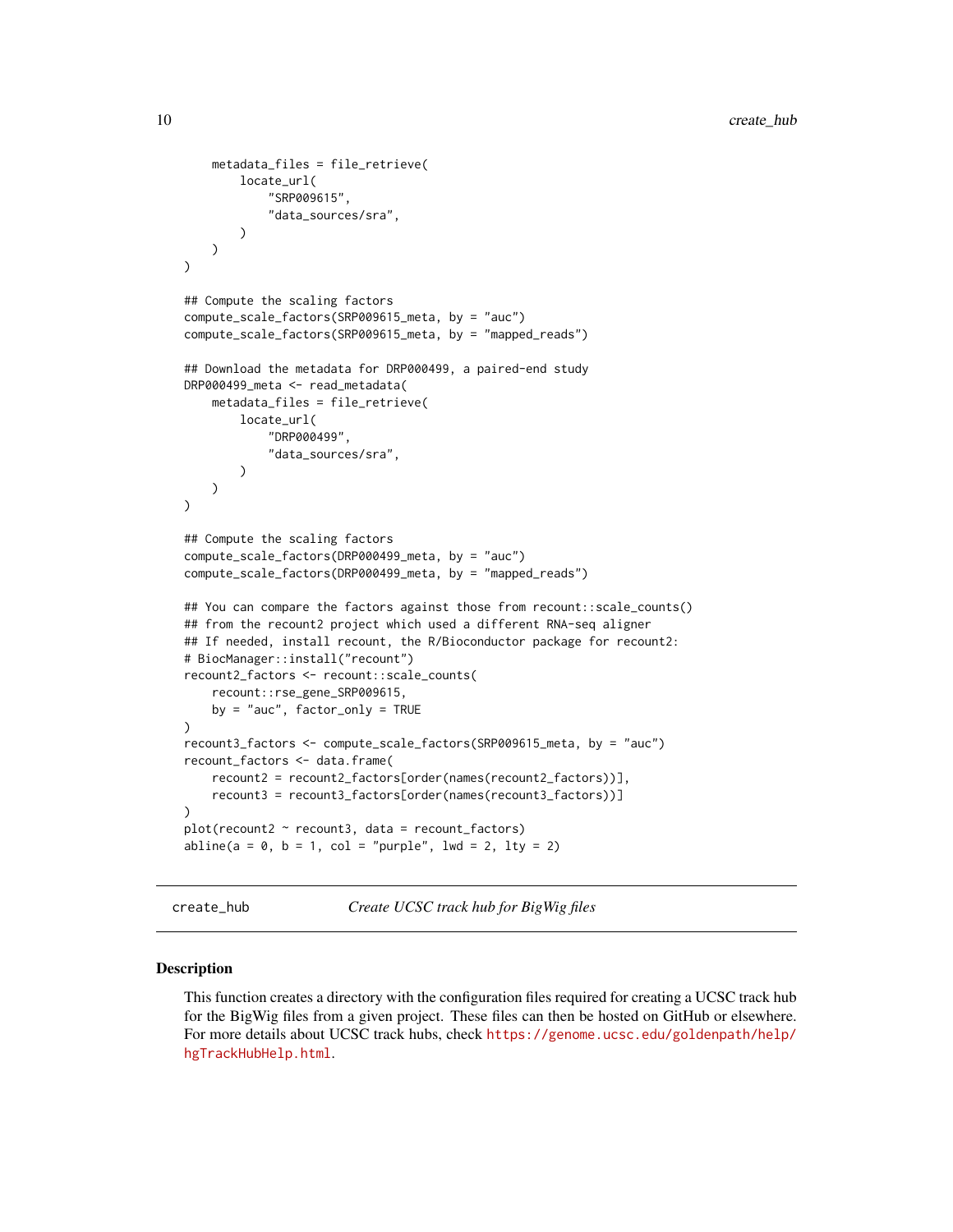```r
    metadata_files = file_retrieve(
        locate_url(
            "SRP009615",
            "data_sources/sra",
        )
    )
)

## Compute the scaling factors
compute_scale_factors(SRP009615_meta, by = "auc")
compute_scale_factors(SRP009615_meta, by = "mapped_reads")

## Download the metadata for DRP000499, a paired-end study
DRP000499_meta <- read_metadata(
    metadata_files = file_retrieve(
        locate_url(
            "DRP000499",
            "data_sources/sra",
        )
    )
)

## Compute the scaling factors
compute_scale_factors(DRP000499_meta, by = "auc")
compute_scale_factors(DRP000499_meta, by = "mapped_reads")

## You can compare the factors against those from recount::scale_counts()
## from the recount2 project which used a different RNA-seq aligner
## If needed, install recount, the R/Bioconductor package for recount2:
# BiocManager::install("recount")
recount2_factors <- recount::scale_counts(
    recount::rse_gene_SRP009615,
    by = "auc", factor_only = TRUE
)
recount3_factors <- compute_scale_factors(SRP009615_meta, by = "auc")
recount_factors <- data.frame(
    recount2 = recount2_factors[order(names(recount2_factors))],
    recount3 = recount3_factors[order(names(recount3_factors))]
)
plot(recount2 ~ recount3, data = recount_factors)
abline(a = 0, b = 1, col = "purple", lwd = 2, lty = 2)
```

---

## create_hub — *Create UCSC track hub for BigWig files*

### Description

This function creates a directory with the configuration files required for creating a UCSC track hub for the BigWig files from a given project. These files can then be hosted on GitHub or elsewhere. For more details about UCSC track hubs, check https://genome.ucsc.edu/goldenpath/help/hgTrackHubHelp.html.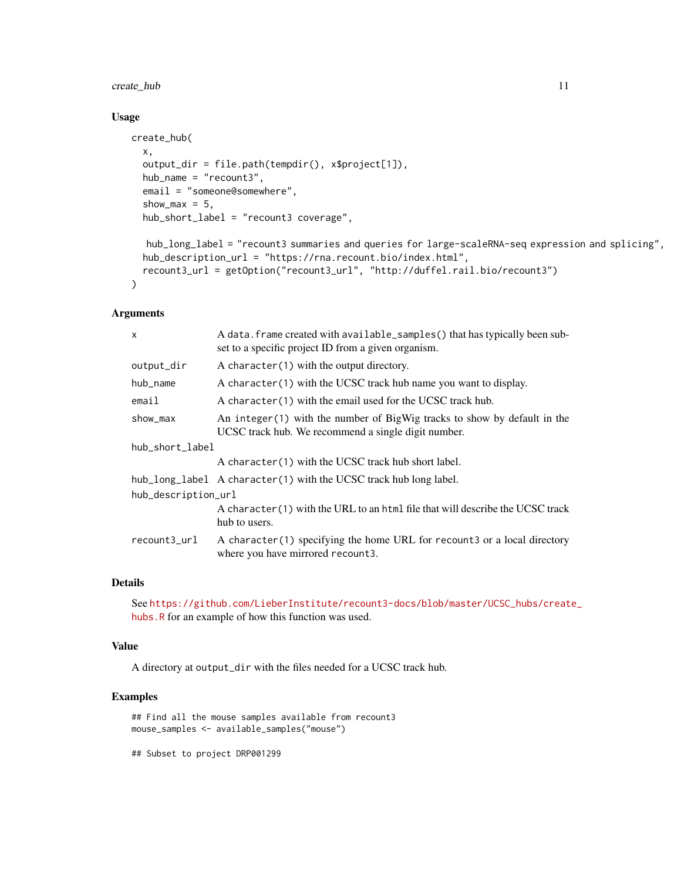## Usage

```
create_hub(
  x,
  output_dir = file.path(tempdir(), x$project[1]),
  hub_name = "recount3",
  email = "someone@somewhere",
  show_max = 5,
  hub_short_label = "recount3 coverage",

   hub_long_label = "recount3 summaries and queries for large-scaleRNA-seq expression and splicing",
  hub_description_url = "https://rna.recount.bio/index.html",
  recount3_url = getOption("recount3_url", "http://duffel.rail.bio/recount3")
)
```

## Arguments

| | |
|---|---|
| `x` | A `data.frame` created with `available_samples()` that has typically been subset to a specific project ID from a given organism. |
| `output_dir` | A `character(1)` with the output directory. |
| `hub_name` | A `character(1)` with the UCSC track hub name you want to display. |
| `email` | A `character(1)` with the email used for the UCSC track hub. |
| `show_max` | An `integer(1)` with the number of BigWig tracks to show by default in the UCSC track hub. We recommend a single digit number. |
| `hub_short_label` | A `character(1)` with the UCSC track hub short label. |
| `hub_long_label` | A `character(1)` with the UCSC track hub long label. |
| `hub_description_url` | A `character(1)` with the URL to an `html` file that will describe the UCSC track hub to users. |
| `recount3_url` | A `character(1)` specifying the home URL for `recount3` or a local directory where you have mirrored `recount3`. |

## Details

See https://github.com/LieberInstitute/recount3-docs/blob/master/UCSC_hubs/create_hubs.R for an example of how this function was used.

## Value

A directory at `output_dir` with the files needed for a UCSC track hub.

## Examples

```
## Find all the mouse samples available from recount3
mouse_samples <- available_samples("mouse")

## Subset to project DRP001299
```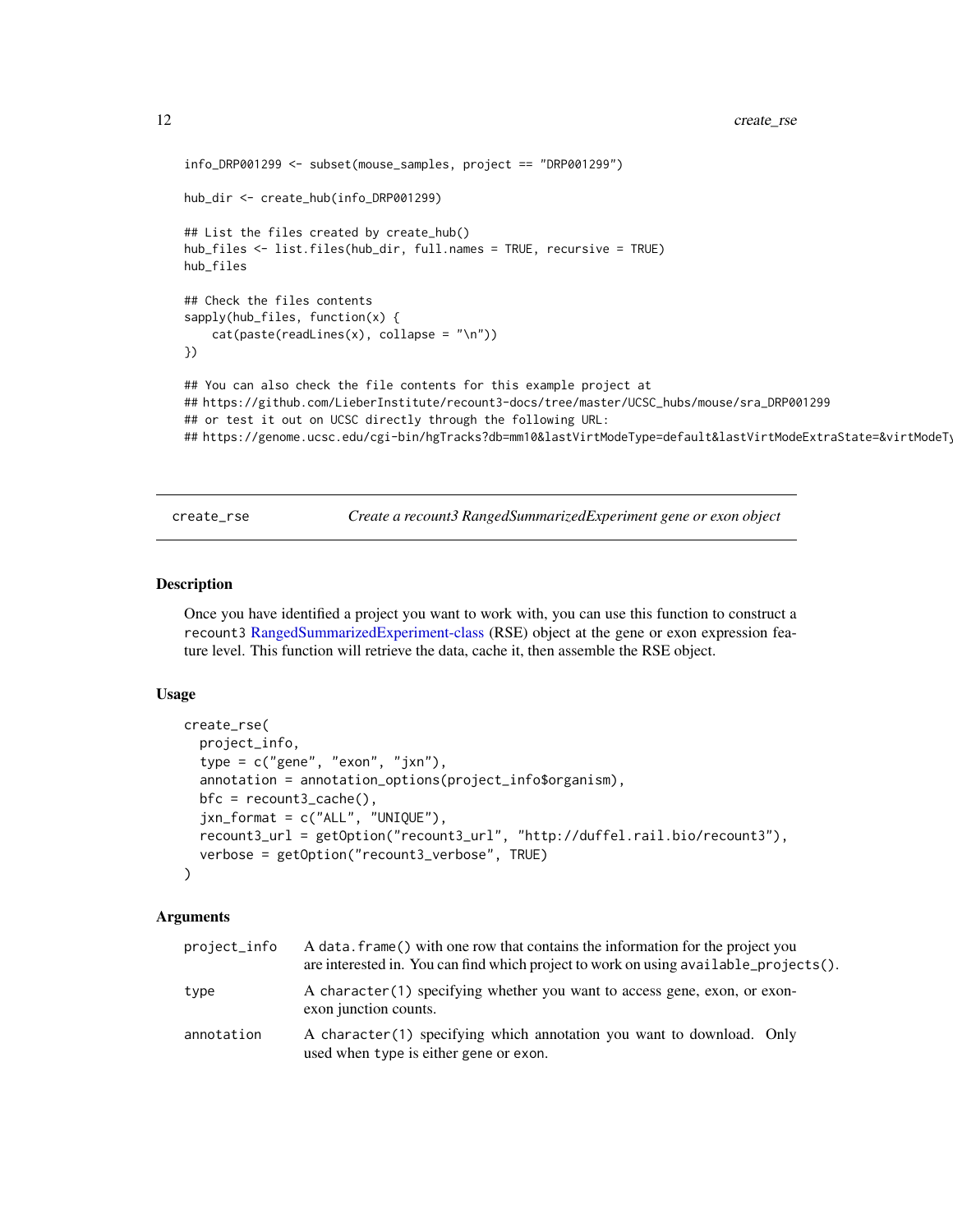```
info_DRP001299 <- subset(mouse_samples, project == "DRP001299")

hub_dir <- create_hub(info_DRP001299)

## List the files created by create_hub()
hub_files <- list.files(hub_dir, full.names = TRUE, recursive = TRUE)
hub_files

## Check the files contents
sapply(hub_files, function(x) {
    cat(paste(readLines(x), collapse = "\n"))
})

## You can also check the file contents for this example project at
## https://github.com/LieberInstitute/recount3-docs/tree/master/UCSC_hubs/mouse/sra_DRP001299
## or test it out on UCSC directly through the following URL:
## https://genome.ucsc.edu/cgi-bin/hgTracks?db=mm10&lastVirtModeType=default&lastVirtModeExtraState=&virtModeTy
```

## create_rse — *Create a recount3 RangedSummarizedExperiment gene or exon object*

### Description

Once you have identified a project you want to work with, you can use this function to construct a `recount3` RangedSummarizedExperiment-class (RSE) object at the gene or exon expression feature level. This function will retrieve the data, cache it, then assemble the RSE object.

### Usage

```
create_rse(
  project_info,
  type = c("gene", "exon", "jxn"),
  annotation = annotation_options(project_info$organism),
  bfc = recount3_cache(),
  jxn_format = c("ALL", "UNIQUE"),
  recount3_url = getOption("recount3_url", "http://duffel.rail.bio/recount3"),
  verbose = getOption("recount3_verbose", TRUE)
)
```

### Arguments

| | |
|---|---|
| `project_info` | A `data.frame()` with one row that contains the information for the project you are interested in. You can find which project to work on using `available_projects()`. |
| `type` | A `character(1)` specifying whether you want to access gene, exon, or exon-exon junction counts. |
| `annotation` | A `character(1)` specifying which annotation you want to download. Only used when `type` is either `gene` or `exon`. |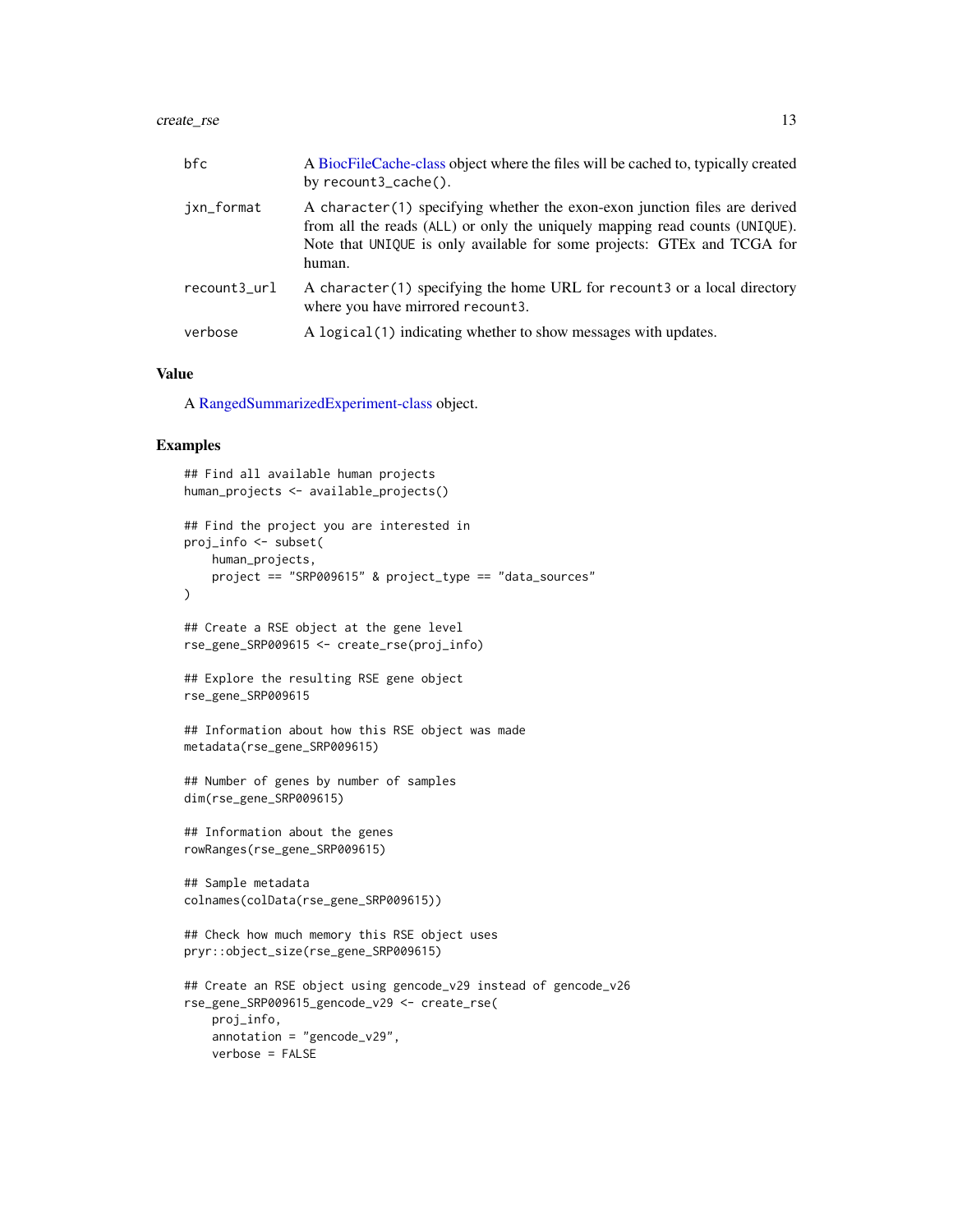| | |
|---|---|
| bfc | A BiocFileCache-class object where the files will be cached to, typically created by recount3_cache(). |
| jxn_format | A character(1) specifying whether the exon-exon junction files are derived from all the reads (ALL) or only the uniquely mapping read counts (UNIQUE). Note that UNIQUE is only available for some projects: GTEx and TCGA for human. |
| recount3_url | A character(1) specifying the home URL for recount3 or a local directory where you have mirrored recount3. |
| verbose | A logical(1) indicating whether to show messages with updates. |

## Value

A RangedSummarizedExperiment-class object.

## Examples

```
## Find all available human projects
human_projects <- available_projects()

## Find the project you are interested in
proj_info <- subset(
    human_projects,
    project == "SRP009615" & project_type == "data_sources"
)

## Create a RSE object at the gene level
rse_gene_SRP009615 <- create_rse(proj_info)

## Explore the resulting RSE gene object
rse_gene_SRP009615

## Information about how this RSE object was made
metadata(rse_gene_SRP009615)

## Number of genes by number of samples
dim(rse_gene_SRP009615)

## Information about the genes
rowRanges(rse_gene_SRP009615)

## Sample metadata
colnames(colData(rse_gene_SRP009615))

## Check how much memory this RSE object uses
pryr::object_size(rse_gene_SRP009615)

## Create an RSE object using gencode_v29 instead of gencode_v26
rse_gene_SRP009615_gencode_v29 <- create_rse(
    proj_info,
    annotation = "gencode_v29",
    verbose = FALSE
```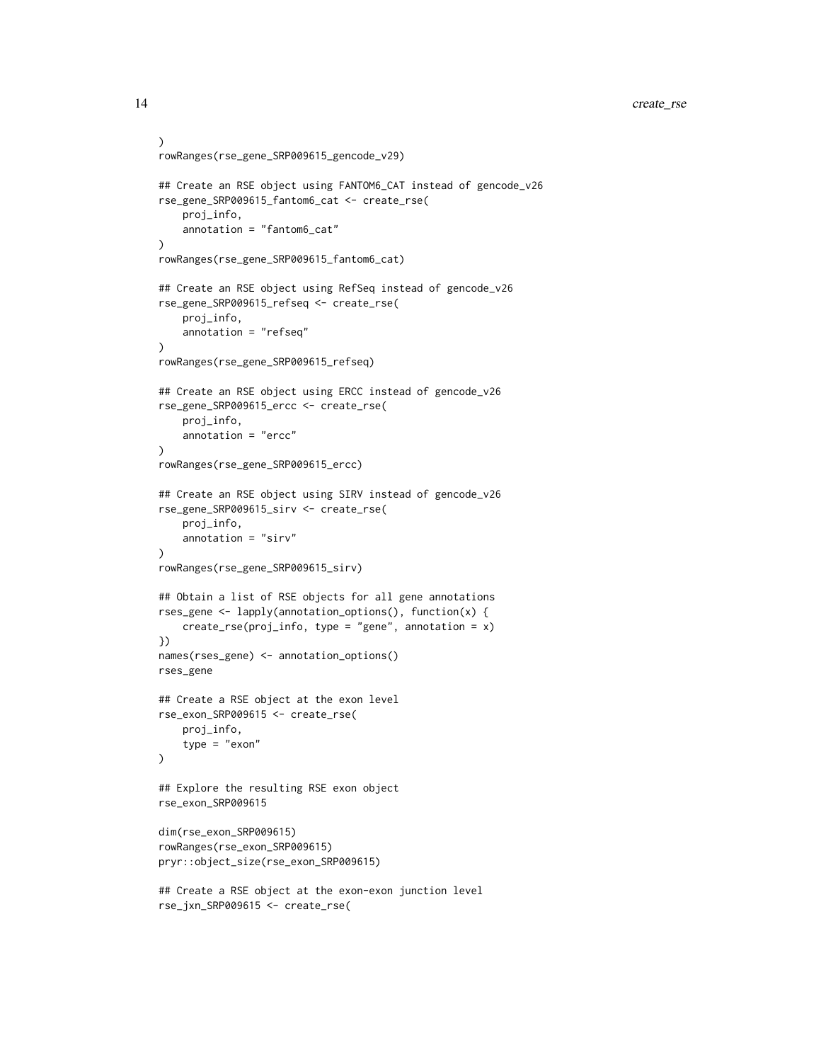```
)
rowRanges(rse_gene_SRP009615_gencode_v29)

## Create an RSE object using FANTOM6_CAT instead of gencode_v26
rse_gene_SRP009615_fantom6_cat <- create_rse(
    proj_info,
    annotation = "fantom6_cat"
)
rowRanges(rse_gene_SRP009615_fantom6_cat)

## Create an RSE object using RefSeq instead of gencode_v26
rse_gene_SRP009615_refseq <- create_rse(
    proj_info,
    annotation = "refseq"
)
rowRanges(rse_gene_SRP009615_refseq)

## Create an RSE object using ERCC instead of gencode_v26
rse_gene_SRP009615_ercc <- create_rse(
    proj_info,
    annotation = "ercc"
)
rowRanges(rse_gene_SRP009615_ercc)

## Create an RSE object using SIRV instead of gencode_v26
rse_gene_SRP009615_sirv <- create_rse(
    proj_info,
    annotation = "sirv"
)
rowRanges(rse_gene_SRP009615_sirv)

## Obtain a list of RSE objects for all gene annotations
rses_gene <- lapply(annotation_options(), function(x) {
    create_rse(proj_info, type = "gene", annotation = x)
})
names(rses_gene) <- annotation_options()
rses_gene

## Create a RSE object at the exon level
rse_exon_SRP009615 <- create_rse(
    proj_info,
    type = "exon"
)

## Explore the resulting RSE exon object
rse_exon_SRP009615

dim(rse_exon_SRP009615)
rowRanges(rse_exon_SRP009615)
pryr::object_size(rse_exon_SRP009615)

## Create a RSE object at the exon-exon junction level
rse_jxn_SRP009615 <- create_rse(
```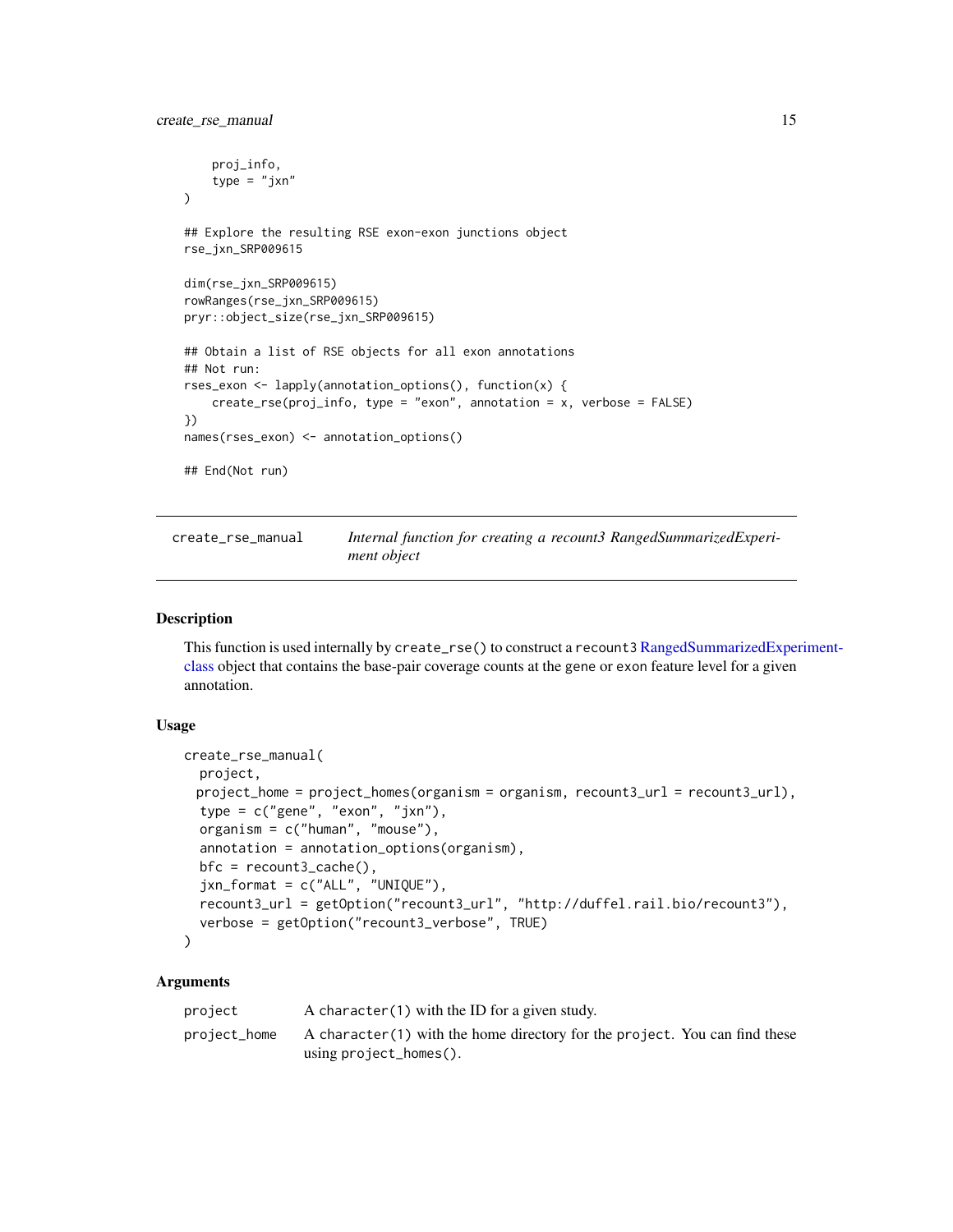```
    proj_info,
    type = "jxn"
)

## Explore the resulting RSE exon-exon junctions object
rse_jxn_SRP009615

dim(rse_jxn_SRP009615)
rowRanges(rse_jxn_SRP009615)
pryr::object_size(rse_jxn_SRP009615)

## Obtain a list of RSE objects for all exon annotations
## Not run:
rses_exon <- lapply(annotation_options(), function(x) {
    create_rse(proj_info, type = "exon", annotation = x, verbose = FALSE)
})
names(rses_exon) <- annotation_options()

## End(Not run)
```

---

`create_rse_manual` *Internal function for creating a recount3 RangedSummarizedExperiment object*

---

### Description

This function is used internally by `create_rse()` to construct a `recount3` RangedSummarizedExperiment-class object that contains the base-pair coverage counts at the `gene` or `exon` feature level for a given annotation.

### Usage

```
create_rse_manual(
  project,
  project_home = project_homes(organism = organism, recount3_url = recount3_url),
  type = c("gene", "exon", "jxn"),
  organism = c("human", "mouse"),
  annotation = annotation_options(organism),
  bfc = recount3_cache(),
  jxn_format = c("ALL", "UNIQUE"),
  recount3_url = getOption("recount3_url", "http://duffel.rail.bio/recount3"),
  verbose = getOption("recount3_verbose", TRUE)
)
```

### Arguments

| | |
|---|---|
| `project` | A `character(1)` with the ID for a given study. |
| `project_home` | A `character(1)` with the home directory for the `project`. You can find these using `project_homes()`. |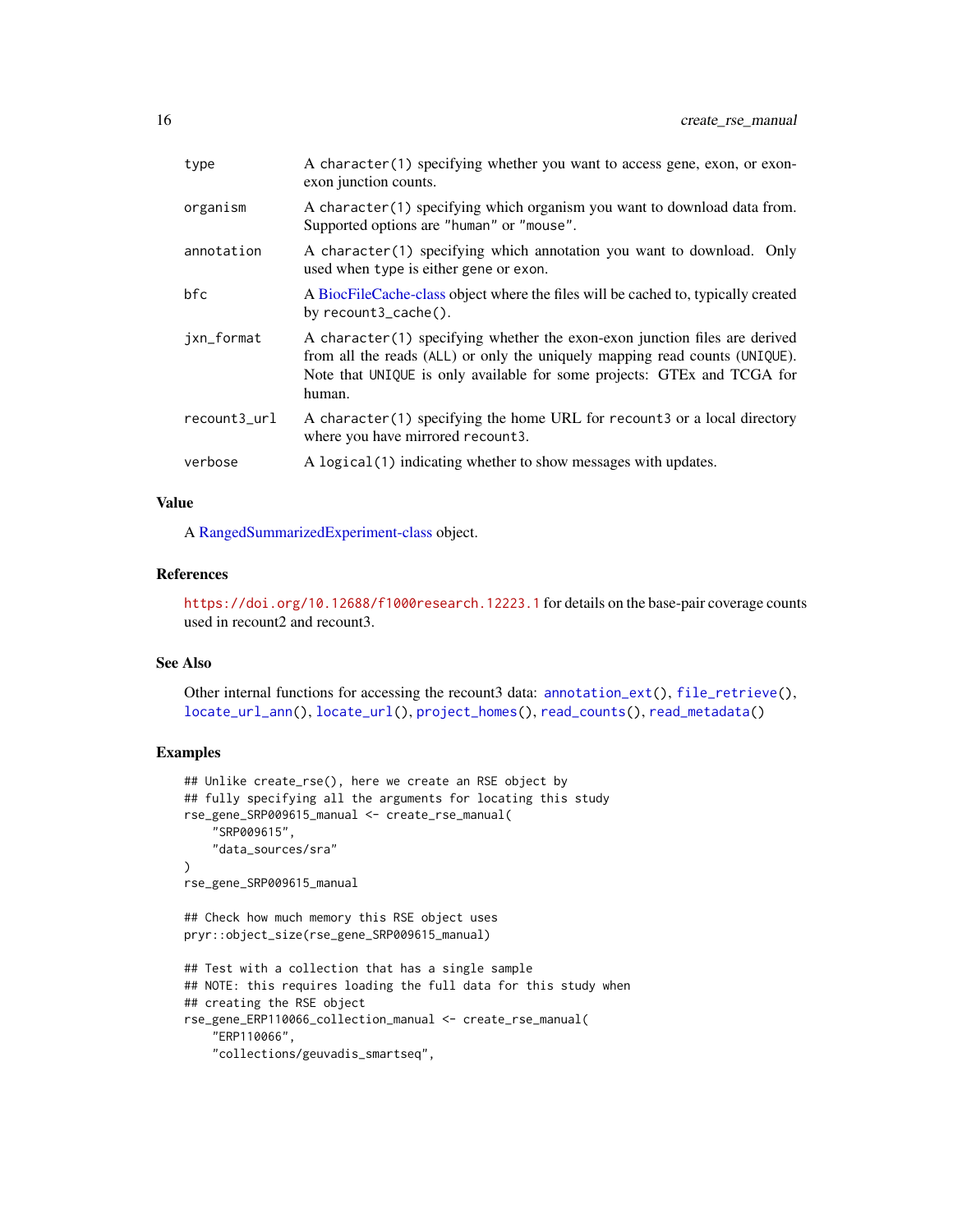| | |
|---|---|
| type | A character(1) specifying whether you want to access gene, exon, or exon-exon junction counts. |
| organism | A character(1) specifying which organism you want to download data from. Supported options are "human" or "mouse". |
| annotation | A character(1) specifying which annotation you want to download. Only used when type is either gene or exon. |
| bfc | A BiocFileCache-class object where the files will be cached to, typically created by recount3_cache(). |
| jxn_format | A character(1) specifying whether the exon-exon junction files are derived from all the reads (ALL) or only the uniquely mapping read counts (UNIQUE). Note that UNIQUE is only available for some projects: GTEx and TCGA for human. |
| recount3_url | A character(1) specifying the home URL for recount3 or a local directory where you have mirrored recount3. |
| verbose | A logical(1) indicating whether to show messages with updates. |

## Value

A RangedSummarizedExperiment-class object.

## References

https://doi.org/10.12688/f1000research.12223.1 for details on the base-pair coverage counts used in recount2 and recount3.

## See Also

Other internal functions for accessing the recount3 data: annotation_ext(), file_retrieve(), locate_url_ann(), locate_url(), project_homes(), read_counts(), read_metadata()

## Examples

```
## Unlike create_rse(), here we create an RSE object by
## fully specifying all the arguments for locating this study
rse_gene_SRP009615_manual <- create_rse_manual(
    "SRP009615",
    "data_sources/sra"
)
rse_gene_SRP009615_manual

## Check how much memory this RSE object uses
pryr::object_size(rse_gene_SRP009615_manual)

## Test with a collection that has a single sample
## NOTE: this requires loading the full data for this study when
## creating the RSE object
rse_gene_ERP110066_collection_manual <- create_rse_manual(
    "ERP110066",
    "collections/geuvadis_smartseq",
```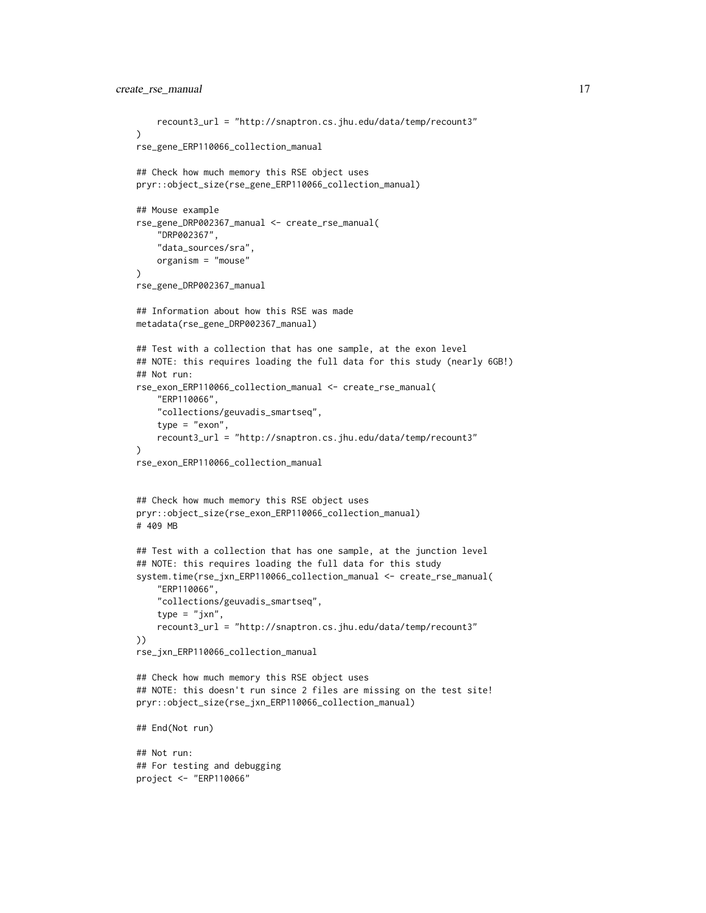```
    recount3_url = "http://snaptron.cs.jhu.edu/data/temp/recount3"
)
rse_gene_ERP110066_collection_manual

## Check how much memory this RSE object uses
pryr::object_size(rse_gene_ERP110066_collection_manual)

## Mouse example
rse_gene_DRP002367_manual <- create_rse_manual(
    "DRP002367",
    "data_sources/sra",
    organism = "mouse"
)
rse_gene_DRP002367_manual

## Information about how this RSE was made
metadata(rse_gene_DRP002367_manual)

## Test with a collection that has one sample, at the exon level
## NOTE: this requires loading the full data for this study (nearly 6GB!)
## Not run:
rse_exon_ERP110066_collection_manual <- create_rse_manual(
    "ERP110066",
    "collections/geuvadis_smartseq",
    type = "exon",
    recount3_url = "http://snaptron.cs.jhu.edu/data/temp/recount3"
)
rse_exon_ERP110066_collection_manual


## Check how much memory this RSE object uses
pryr::object_size(rse_exon_ERP110066_collection_manual)
# 409 MB

## Test with a collection that has one sample, at the junction level
## NOTE: this requires loading the full data for this study
system.time(rse_jxn_ERP110066_collection_manual <- create_rse_manual(
    "ERP110066",
    "collections/geuvadis_smartseq",
    type = "jxn",
    recount3_url = "http://snaptron.cs.jhu.edu/data/temp/recount3"
))
rse_jxn_ERP110066_collection_manual

## Check how much memory this RSE object uses
## NOTE: this doesn't run since 2 files are missing on the test site!
pryr::object_size(rse_jxn_ERP110066_collection_manual)

## End(Not run)

## Not run:
## For testing and debugging
project <- "ERP110066"
```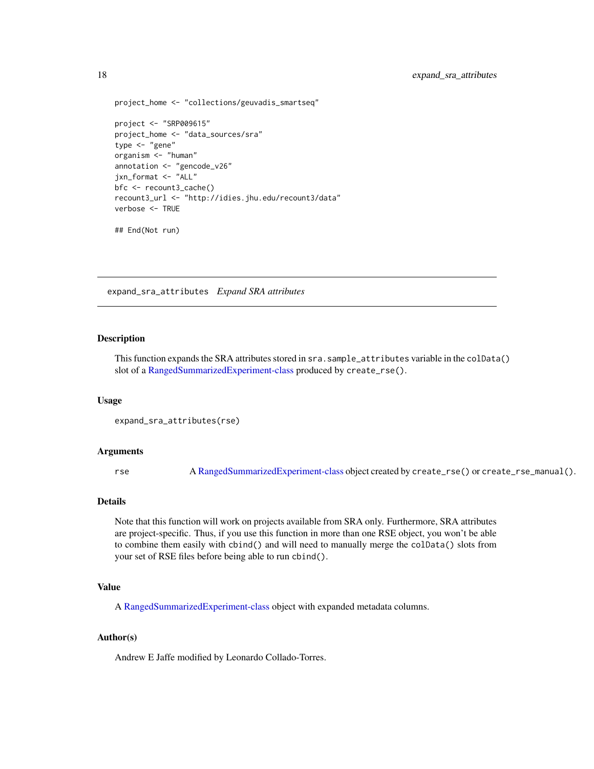```
project_home <- "collections/geuvadis_smartseq"

project <- "SRP009615"
project_home <- "data_sources/sra"
type <- "gene"
organism <- "human"
annotation <- "gencode_v26"
jxn_format <- "ALL"
bfc <- recount3_cache()
recount3_url <- "http://idies.jhu.edu/recount3/data"
verbose <- TRUE

## End(Not run)
```

---

## expand_sra_attributes *Expand SRA attributes*

### Description

This function expands the SRA attributes stored in `sra.sample_attributes` variable in the `colData()` slot of a RangedSummarizedExperiment-class produced by `create_rse()`.

### Usage

```
expand_sra_attributes(rse)
```

### Arguments

| | |
|---|---|
| `rse` | A RangedSummarizedExperiment-class object created by `create_rse()` or `create_rse_manual()`. |

### Details

Note that this function will work on projects available from SRA only. Furthermore, SRA attributes are project-specific. Thus, if you use this function in more than one RSE object, you won't be able to combine them easily with `cbind()` and will need to manually merge the `colData()` slots from your set of RSE files before being able to run `cbind()`.

### Value

A RangedSummarizedExperiment-class object with expanded metadata columns.

### Author(s)

Andrew E Jaffe modified by Leonardo Collado-Torres.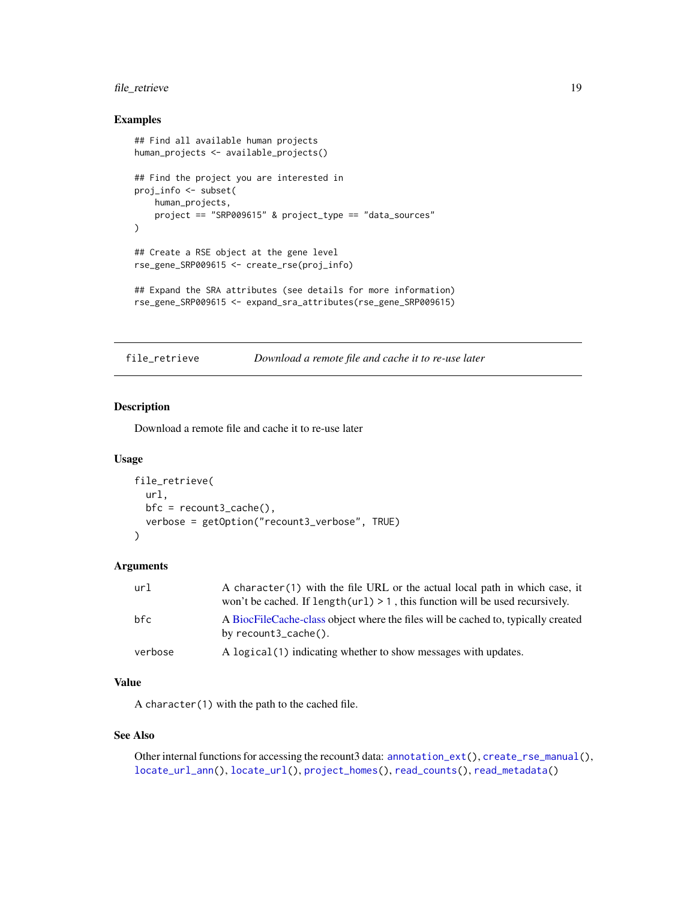### Examples

```
## Find all available human projects
human_projects <- available_projects()

## Find the project you are interested in
proj_info <- subset(
    human_projects,
    project == "SRP009615" & project_type == "data_sources"
)

## Create a RSE object at the gene level
rse_gene_SRP009615 <- create_rse(proj_info)

## Expand the SRA attributes (see details for more information)
rse_gene_SRP009615 <- expand_sra_attributes(rse_gene_SRP009615)
```

---

## file_retrieve — *Download a remote file and cache it to re-use later*

---

### Description

Download a remote file and cache it to re-use later

### Usage

```
file_retrieve(
  url,
  bfc = recount3_cache(),
  verbose = getOption("recount3_verbose", TRUE)
)
```

### Arguments

| | |
|---|---|
| `url` | A `character(1)` with the file URL or the actual local path in which case, it won't be cached. If `length(url) > 1` , this function will be used recursively. |
| `bfc` | A BiocFileCache-class object where the files will be cached to, typically created by `recount3_cache()`. |
| `verbose` | A `logical(1)` indicating whether to show messages with updates. |

### Value

A `character(1)` with the path to the cached file.

### See Also

Other internal functions for accessing the recount3 data: `annotation_ext()`, `create_rse_manual()`, `locate_url_ann()`, `locate_url()`, `project_homes()`, `read_counts()`, `read_metadata()`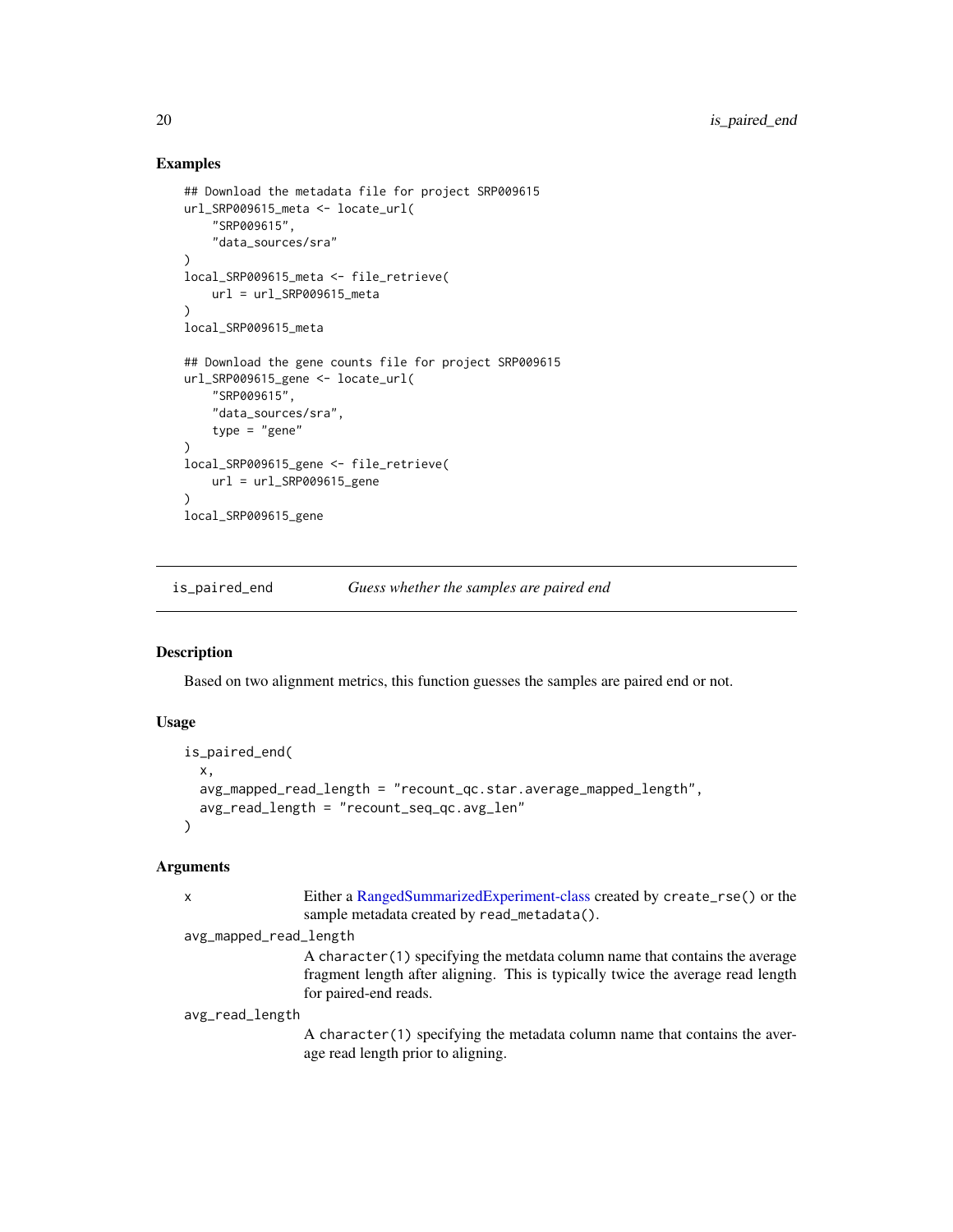## Examples

```
## Download the metadata file for project SRP009615
url_SRP009615_meta <- locate_url(
    "SRP009615",
    "data_sources/sra"
)
local_SRP009615_meta <- file_retrieve(
    url = url_SRP009615_meta
)
local_SRP009615_meta

## Download the gene counts file for project SRP009615
url_SRP009615_gene <- locate_url(
    "SRP009615",
    "data_sources/sra",
    type = "gene"
)
local_SRP009615_gene <- file_retrieve(
    url = url_SRP009615_gene
)
local_SRP009615_gene
```

---

# is_paired_end — *Guess whether the samples are paired end*

## Description

Based on two alignment metrics, this function guesses the samples are paired end or not.

## Usage

```
is_paired_end(
  x,
  avg_mapped_read_length = "recount_qc.star.average_mapped_length",
  avg_read_length = "recount_seq_qc.avg_len"
)
```

## Arguments

`x`
: Either a RangedSummarizedExperiment-class created by `create_rse()` or the sample metadata created by `read_metadata()`.

`avg_mapped_read_length`
: A `character(1)` specifying the metdata column name that contains the average fragment length after aligning. This is typically twice the average read length for paired-end reads.

`avg_read_length`
: A `character(1)` specifying the metadata column name that contains the average read length prior to aligning.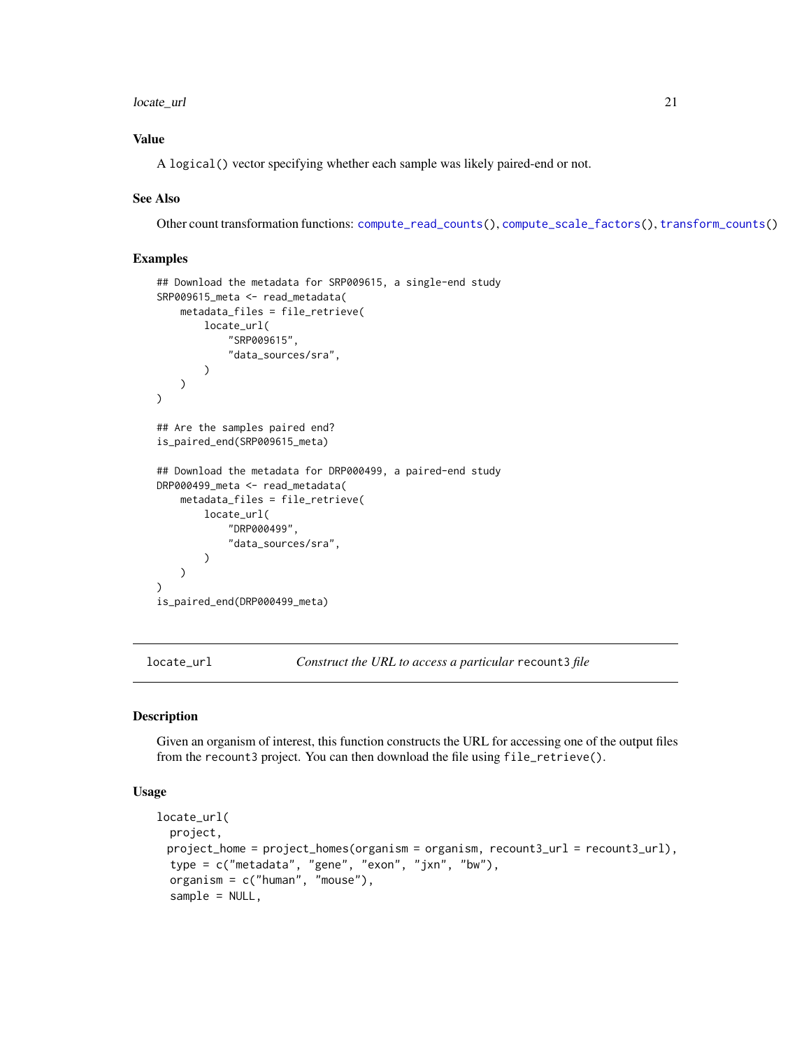### Value

A `logical()` vector specifying whether each sample was likely paired-end or not.

### See Also

Other count transformation functions: `compute_read_counts()`, `compute_scale_factors()`, `transform_counts()`

### Examples

```
## Download the metadata for SRP009615, a single-end study
SRP009615_meta <- read_metadata(
    metadata_files = file_retrieve(
        locate_url(
            "SRP009615",
            "data_sources/sra",
        )
    )
)

## Are the samples paired end?
is_paired_end(SRP009615_meta)

## Download the metadata for DRP000499, a paired-end study
DRP000499_meta <- read_metadata(
    metadata_files = file_retrieve(
        locate_url(
            "DRP000499",
            "data_sources/sra",
        )
    )
)
is_paired_end(DRP000499_meta)
```

---

## locate_url — *Construct the URL to access a particular* `recount3` *file*

### Description

Given an organism of interest, this function constructs the URL for accessing one of the output files from the `recount3` project. You can then download the file using `file_retrieve()`.

### Usage

```
locate_url(
  project,
  project_home = project_homes(organism = organism, recount3_url = recount3_url),
  type = c("metadata", "gene", "exon", "jxn", "bw"),
  organism = c("human", "mouse"),
  sample = NULL,
```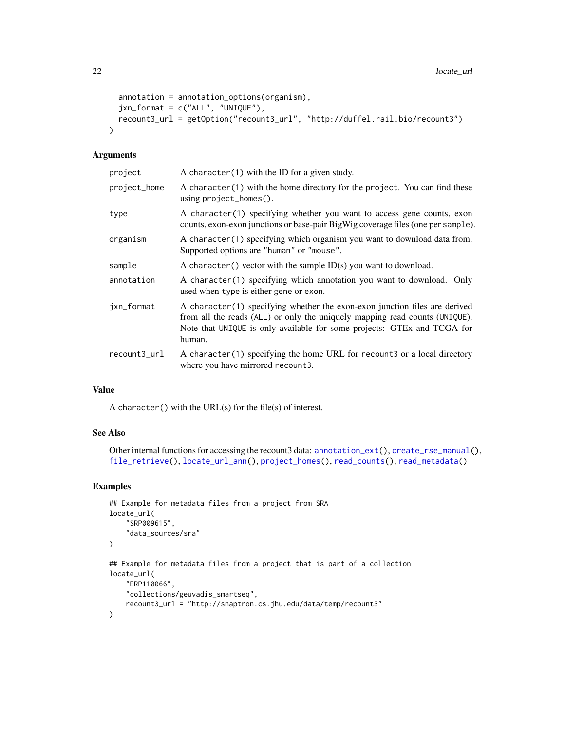```
  annotation = annotation_options(organism),
  jxn_format = c("ALL", "UNIQUE"),
  recount3_url = getOption("recount3_url", "http://duffel.rail.bio/recount3")
)
```

## Arguments

| | |
|---|---|
| `project` | A `character(1)` with the ID for a given study. |
| `project_home` | A `character(1)` with the home directory for the `project`. You can find these using `project_homes()`. |
| `type` | A `character(1)` specifying whether you want to access gene counts, exon counts, exon-exon junctions or base-pair BigWig coverage files (one per `sample`). |
| `organism` | A `character(1)` specifying which organism you want to download data from. Supported options are `"human"` or `"mouse"`. |
| `sample` | A `character()` vector with the sample ID(s) you want to download. |
| `annotation` | A `character(1)` specifying which annotation you want to download. Only used when `type` is either `gene` or `exon`. |
| `jxn_format` | A `character(1)` specifying whether the exon-exon junction files are derived from all the reads (`ALL`) or only the uniquely mapping read counts (`UNIQUE`). Note that `UNIQUE` is only available for some projects: GTEx and TCGA for human. |
| `recount3_url` | A `character(1)` specifying the home URL for `recount3` or a local directory where you have mirrored `recount3`. |

## Value

A `character()` with the URL(s) for the file(s) of interest.

## See Also

Other internal functions for accessing the recount3 data: `annotation_ext()`, `create_rse_manual()`, `file_retrieve()`, `locate_url_ann()`, `project_homes()`, `read_counts()`, `read_metadata()`

## Examples

```
## Example for metadata files from a project from SRA
locate_url(
    "SRP009615",
    "data_sources/sra"
)

## Example for metadata files from a project that is part of a collection
locate_url(
    "ERP110066",
    "collections/geuvadis_smartseq",
    recount3_url = "http://snaptron.cs.jhu.edu/data/temp/recount3"
)
```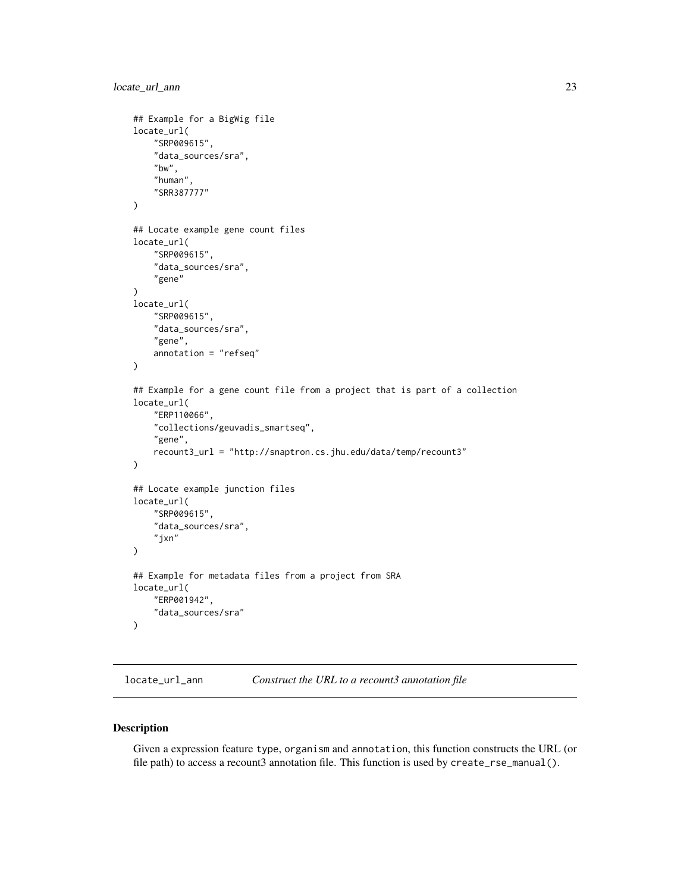```
## Example for a BigWig file
locate_url(
    "SRP009615",
    "data_sources/sra",
    "bw",
    "human",
    "SRR387777"
)

## Locate example gene count files
locate_url(
    "SRP009615",
    "data_sources/sra",
    "gene"
)
locate_url(
    "SRP009615",
    "data_sources/sra",
    "gene",
    annotation = "refseq"
)

## Example for a gene count file from a project that is part of a collection
locate_url(
    "ERP110066",
    "collections/geuvadis_smartseq",
    "gene",
    recount3_url = "http://snaptron.cs.jhu.edu/data/temp/recount3"
)

## Locate example junction files
locate_url(
    "SRP009615",
    "data_sources/sra",
    "jxn"
)

## Example for metadata files from a project from SRA
locate_url(
    "ERP001942",
    "data_sources/sra"
)
```

---

## locate_url_ann — *Construct the URL to a recount3 annotation file*

### Description

Given a expression feature type, organism and annotation, this function constructs the URL (or file path) to access a recount3 annotation file. This function is used by create_rse_manual().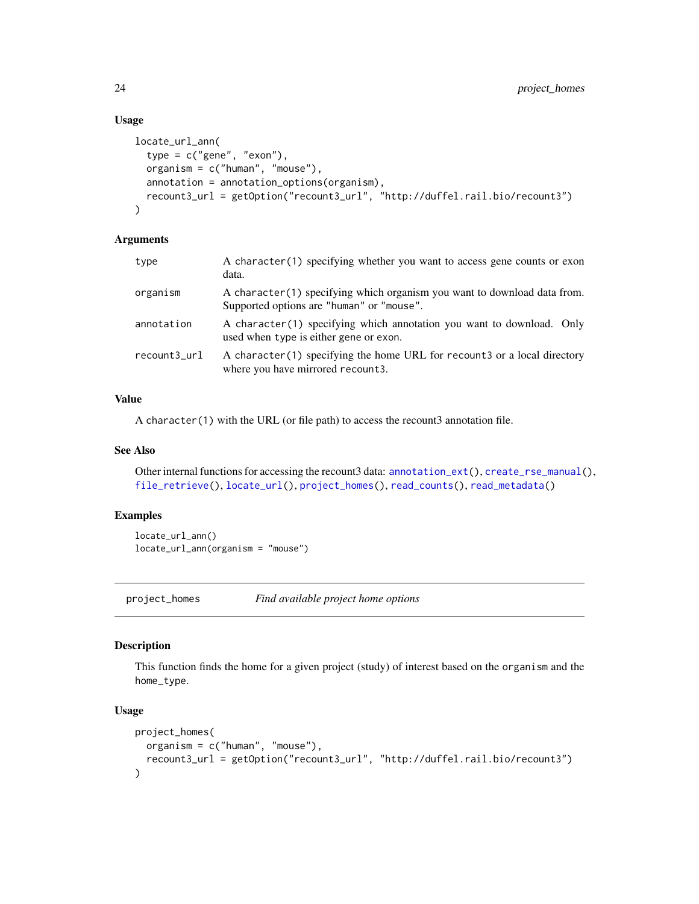### Usage

```
locate_url_ann(
  type = c("gene", "exon"),
  organism = c("human", "mouse"),
  annotation = annotation_options(organism),
  recount3_url = getOption("recount3_url", "http://duffel.rail.bio/recount3")
)
```

### Arguments

| | |
|---|---|
| type | A character(1) specifying whether you want to access gene counts or exon data. |
| organism | A character(1) specifying which organism you want to download data from. Supported options are "human" or "mouse". |
| annotation | A character(1) specifying which annotation you want to download. Only used when type is either gene or exon. |
| recount3_url | A character(1) specifying the home URL for recount3 or a local directory where you have mirrored recount3. |

### Value

A character(1) with the URL (or file path) to access the recount3 annotation file.

### See Also

Other internal functions for accessing the recount3 data: annotation_ext(), create_rse_manual(), file_retrieve(), locate_url(), project_homes(), read_counts(), read_metadata()

### Examples

```
locate_url_ann()
locate_url_ann(organism = "mouse")
```

---

## project_homes — *Find available project home options*

---

### Description

This function finds the home for a given project (study) of interest based on the organism and the home_type.

### Usage

```
project_homes(
  organism = c("human", "mouse"),
  recount3_url = getOption("recount3_url", "http://duffel.rail.bio/recount3")
)
```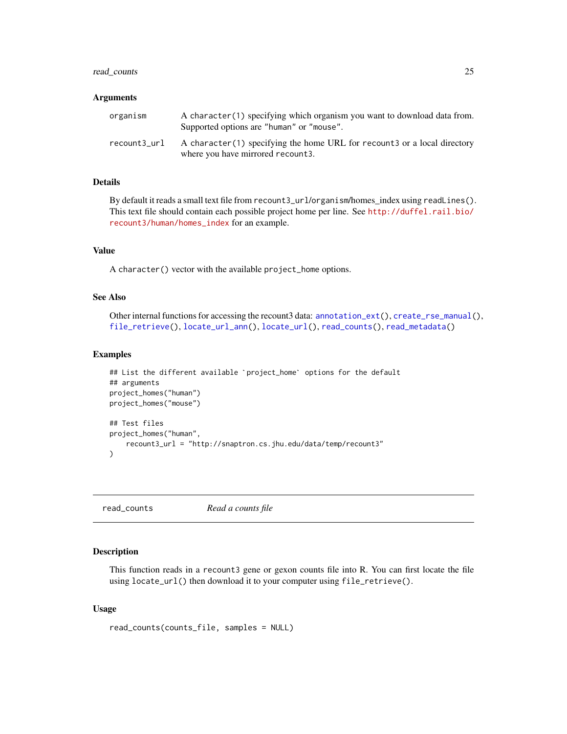### Arguments

| | |
|---|---|
| organism | A `character(1)` specifying which organism you want to download data from. Supported options are `"human"` or `"mouse"`. |
| recount3_url | A `character(1)` specifying the home URL for `recount3` or a local directory where you have mirrored `recount3`. |

### Details

By default it reads a small text file from recount3_url/organism/homes_index using `readLines()`. This text file should contain each possible project home per line. See http://duffel.rail.bio/recount3/human/homes_index for an example.

### Value

A `character()` vector with the available `project_home` options.

### See Also

Other internal functions for accessing the recount3 data: `annotation_ext()`, `create_rse_manual()`, `file_retrieve()`, `locate_url_ann()`, `locate_url()`, `read_counts()`, `read_metadata()`

### Examples

```
## List the different available `project_home` options for the default
## arguments
project_homes("human")
project_homes("mouse")

## Test files
project_homes("human",
    recount3_url = "http://snaptron.cs.jhu.edu/data/temp/recount3"
)
```

---

## read_counts — *Read a counts file*

---

### Description

This function reads in a `recount3` gene or gexon counts file into R. You can first locate the file using `locate_url()` then download it to your computer using `file_retrieve()`.

### Usage

```
read_counts(counts_file, samples = NULL)
```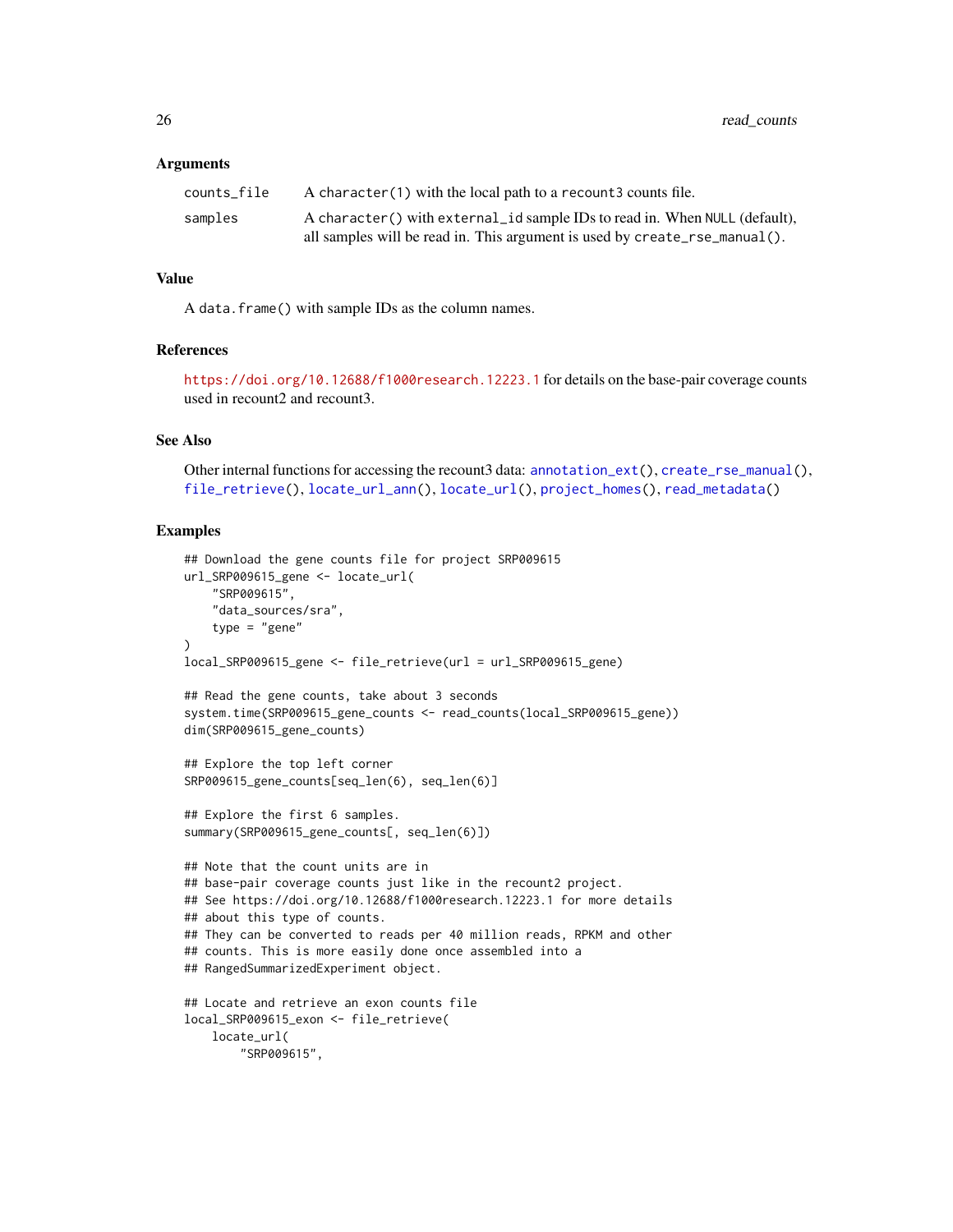## Arguments

| | |
|---|---|
| counts_file | A `character(1)` with the local path to a `recount3` counts file. |
| samples | A `character()` with `external_id` sample IDs to read in. When NULL (default), all samples will be read in. This argument is used by `create_rse_manual()`. |

## Value

A `data.frame()` with sample IDs as the column names.

## References

https://doi.org/10.12688/f1000research.12223.1 for details on the base-pair coverage counts used in recount2 and recount3.

## See Also

Other internal functions for accessing the recount3 data: `annotation_ext()`, `create_rse_manual()`, `file_retrieve()`, `locate_url_ann()`, `locate_url()`, `project_homes()`, `read_metadata()`

## Examples

```
## Download the gene counts file for project SRP009615
url_SRP009615_gene <- locate_url(
    "SRP009615",
    "data_sources/sra",
    type = "gene"
)
local_SRP009615_gene <- file_retrieve(url = url_SRP009615_gene)

## Read the gene counts, take about 3 seconds
system.time(SRP009615_gene_counts <- read_counts(local_SRP009615_gene))
dim(SRP009615_gene_counts)

## Explore the top left corner
SRP009615_gene_counts[seq_len(6), seq_len(6)]

## Explore the first 6 samples.
summary(SRP009615_gene_counts[, seq_len(6)])

## Note that the count units are in
## base-pair coverage counts just like in the recount2 project.
## See https://doi.org/10.12688/f1000research.12223.1 for more details
## about this type of counts.
## They can be converted to reads per 40 million reads, RPKM and other
## counts. This is more easily done once assembled into a
## RangedSummarizedExperiment object.

## Locate and retrieve an exon counts file
local_SRP009615_exon <- file_retrieve(
    locate_url(
        "SRP009615",
```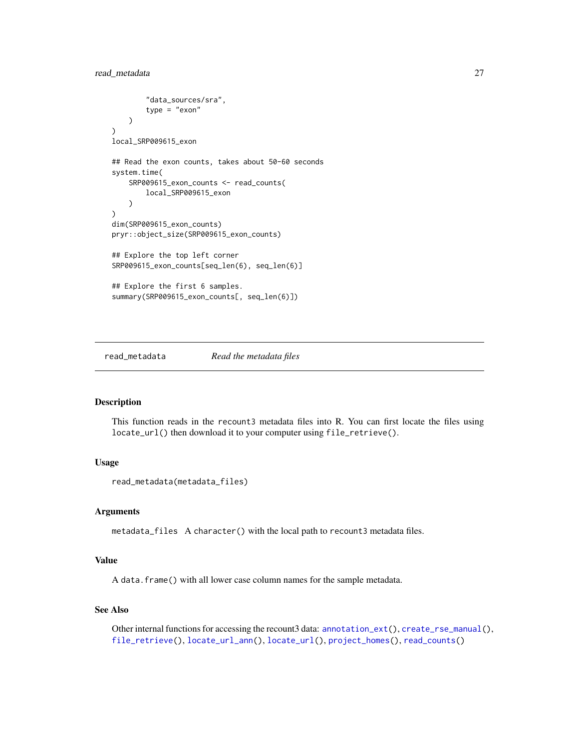```
        "data_sources/sra",
        type = "exon"
    )
)
local_SRP009615_exon

## Read the exon counts, takes about 50-60 seconds
system.time(
    SRP009615_exon_counts <- read_counts(
        local_SRP009615_exon
    )
)
dim(SRP009615_exon_counts)
pryr::object_size(SRP009615_exon_counts)

## Explore the top left corner
SRP009615_exon_counts[seq_len(6), seq_len(6)]

## Explore the first 6 samples.
summary(SRP009615_exon_counts[, seq_len(6)])
```

---

## read_metadata — *Read the metadata files*

---

### Description

This function reads in the `recount3` metadata files into R. You can first locate the files using `locate_url()` then download it to your computer using `file_retrieve()`.

### Usage

```
read_metadata(metadata_files)
```

### Arguments

`metadata_files` A `character()` with the local path to `recount3` metadata files.

### Value

A `data.frame()` with all lower case column names for the sample metadata.

### See Also

Other internal functions for accessing the recount3 data: `annotation_ext()`, `create_rse_manual()`, `file_retrieve()`, `locate_url_ann()`, `locate_url()`, `project_homes()`, `read_counts()`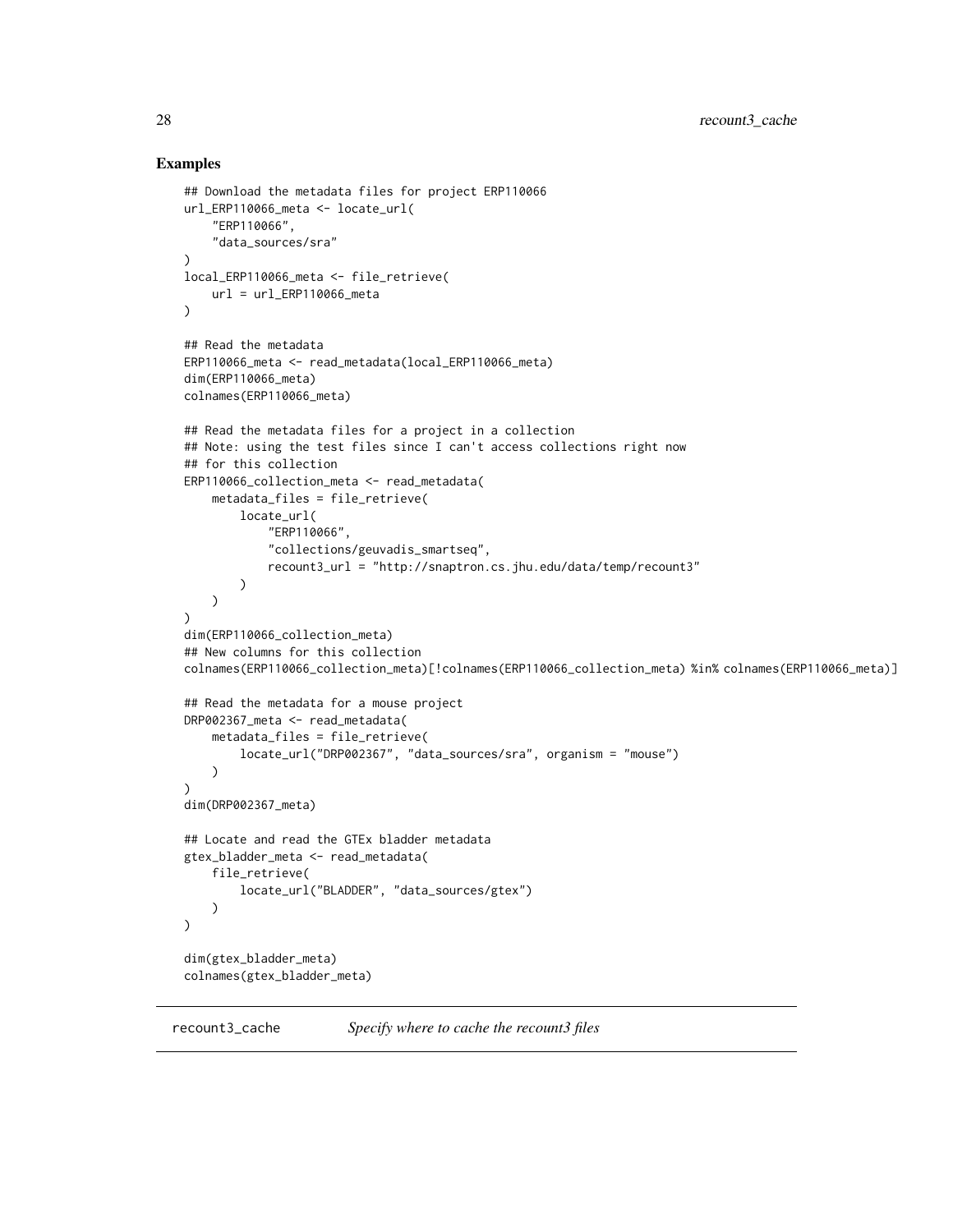## Examples

```
## Download the metadata files for project ERP110066
url_ERP110066_meta <- locate_url(
    "ERP110066",
    "data_sources/sra"
)
local_ERP110066_meta <- file_retrieve(
    url = url_ERP110066_meta
)

## Read the metadata
ERP110066_meta <- read_metadata(local_ERP110066_meta)
dim(ERP110066_meta)
colnames(ERP110066_meta)

## Read the metadata files for a project in a collection
## Note: using the test files since I can't access collections right now
## for this collection
ERP110066_collection_meta <- read_metadata(
    metadata_files = file_retrieve(
        locate_url(
            "ERP110066",
            "collections/geuvadis_smartseq",
            recount3_url = "http://snaptron.cs.jhu.edu/data/temp/recount3"
        )
    )
)
dim(ERP110066_collection_meta)
## New columns for this collection
colnames(ERP110066_collection_meta)[!colnames(ERP110066_collection_meta) %in% colnames(ERP110066_meta)]

## Read the metadata for a mouse project
DRP002367_meta <- read_metadata(
    metadata_files = file_retrieve(
        locate_url("DRP002367", "data_sources/sra", organism = "mouse")
    )
)
dim(DRP002367_meta)

## Locate and read the GTEx bladder metadata
gtex_bladder_meta <- read_metadata(
    file_retrieve(
        locate_url("BLADDER", "data_sources/gtex")
    )
)

dim(gtex_bladder_meta)
colnames(gtex_bladder_meta)
```

---

`recount3_cache` *Specify where to cache the recount3 files*

---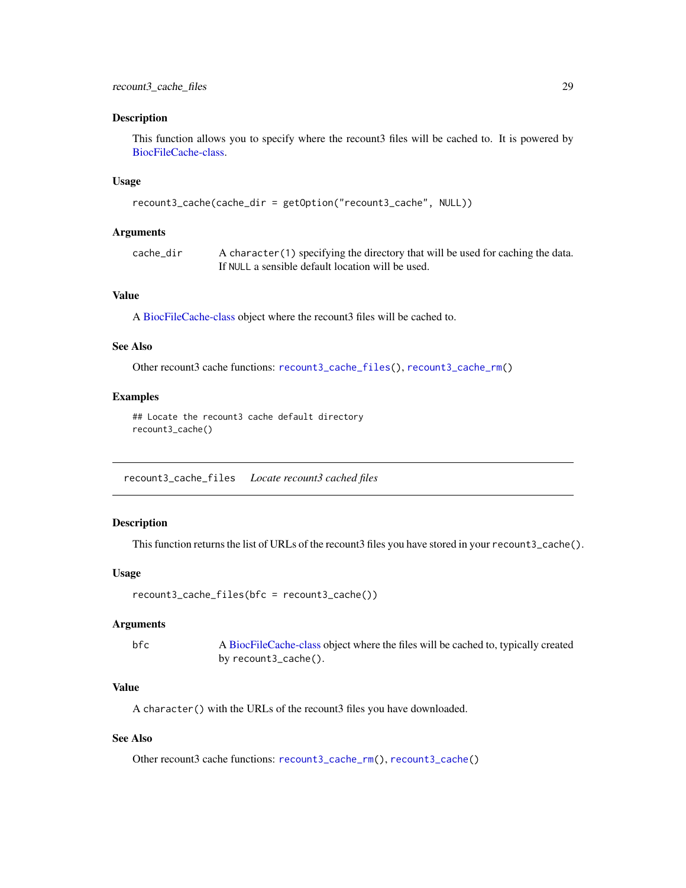## Description

This function allows you to specify where the recount3 files will be cached to. It is powered by BiocFileCache-class.

## Usage

```
recount3_cache(cache_dir = getOption("recount3_cache", NULL))
```

## Arguments

| | |
|---|---|
| cache_dir | A `character(1)` specifying the directory that will be used for caching the data. If `NULL` a sensible default location will be used. |

## Value

A BiocFileCache-class object where the recount3 files will be cached to.

## See Also

Other recount3 cache functions: `recount3_cache_files()`, `recount3_cache_rm()`

## Examples

```
## Locate the recount3 cache default directory
recount3_cache()
```

---

# recount3_cache_files    *Locate recount3 cached files*

---

## Description

This function returns the list of URLs of the recount3 files you have stored in your `recount3_cache()`.

## Usage

```
recount3_cache_files(bfc = recount3_cache())
```

## Arguments

| | |
|---|---|
| bfc | A BiocFileCache-class object where the files will be cached to, typically created by `recount3_cache()`. |

## Value

A `character()` with the URLs of the recount3 files you have downloaded.

## See Also

Other recount3 cache functions: `recount3_cache_rm()`, `recount3_cache()`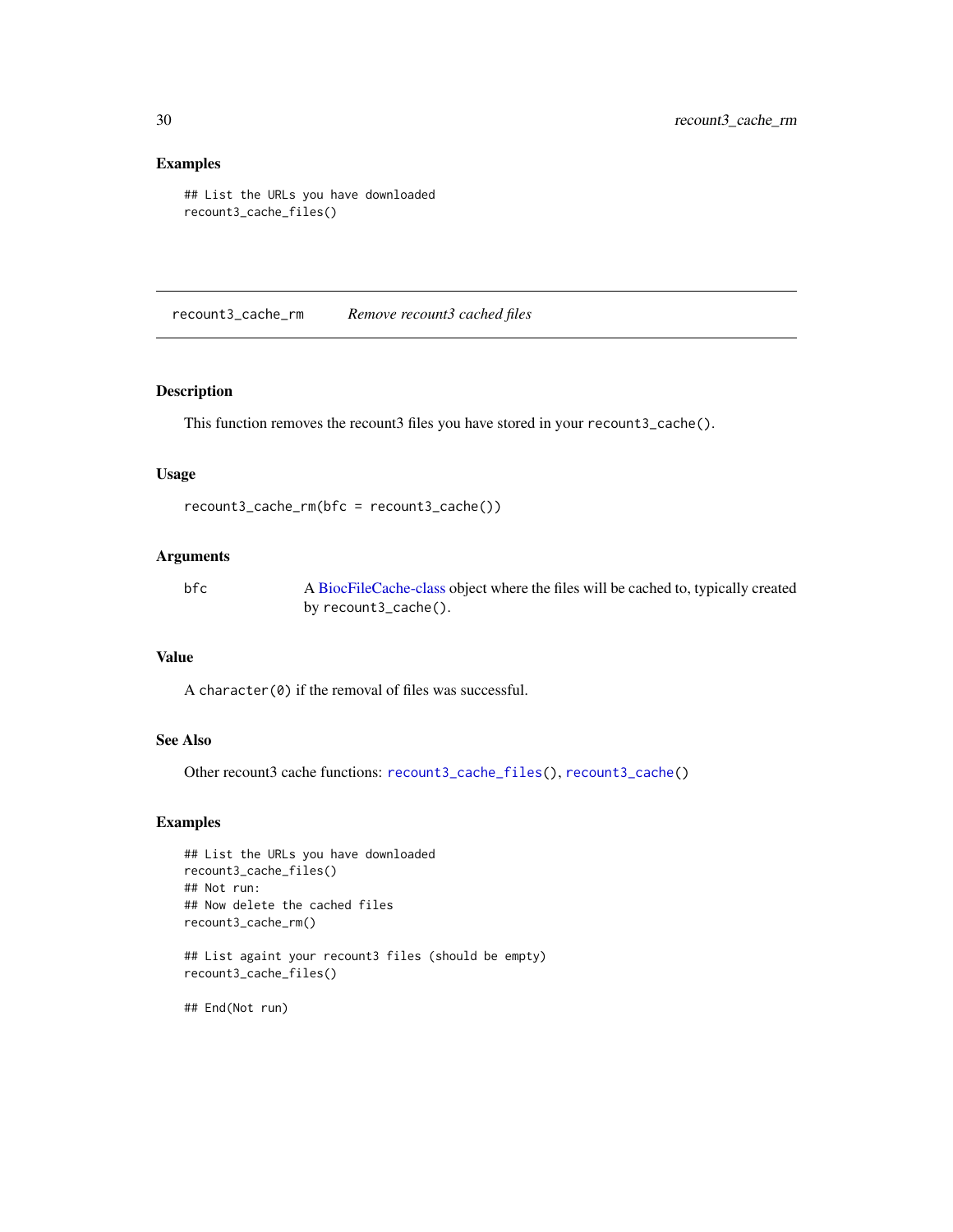## Examples

```
## List the URLs you have downloaded
recount3_cache_files()
```

---

# recount3_cache_rm    *Remove recount3 cached files*

---

## Description

This function removes the recount3 files you have stored in your `recount3_cache()`.

## Usage

```
recount3_cache_rm(bfc = recount3_cache())
```

## Arguments

| | |
|---|---|
| `bfc` | A BiocFileCache-class object where the files will be cached to, typically created by `recount3_cache()`. |

## Value

A `character(0)` if the removal of files was successful.

## See Also

Other recount3 cache functions: `recount3_cache_files()`, `recount3_cache()`

## Examples

```
## List the URLs you have downloaded
recount3_cache_files()
## Not run:
## Now delete the cached files
recount3_cache_rm()

## List againt your recount3 files (should be empty)
recount3_cache_files()

## End(Not run)
```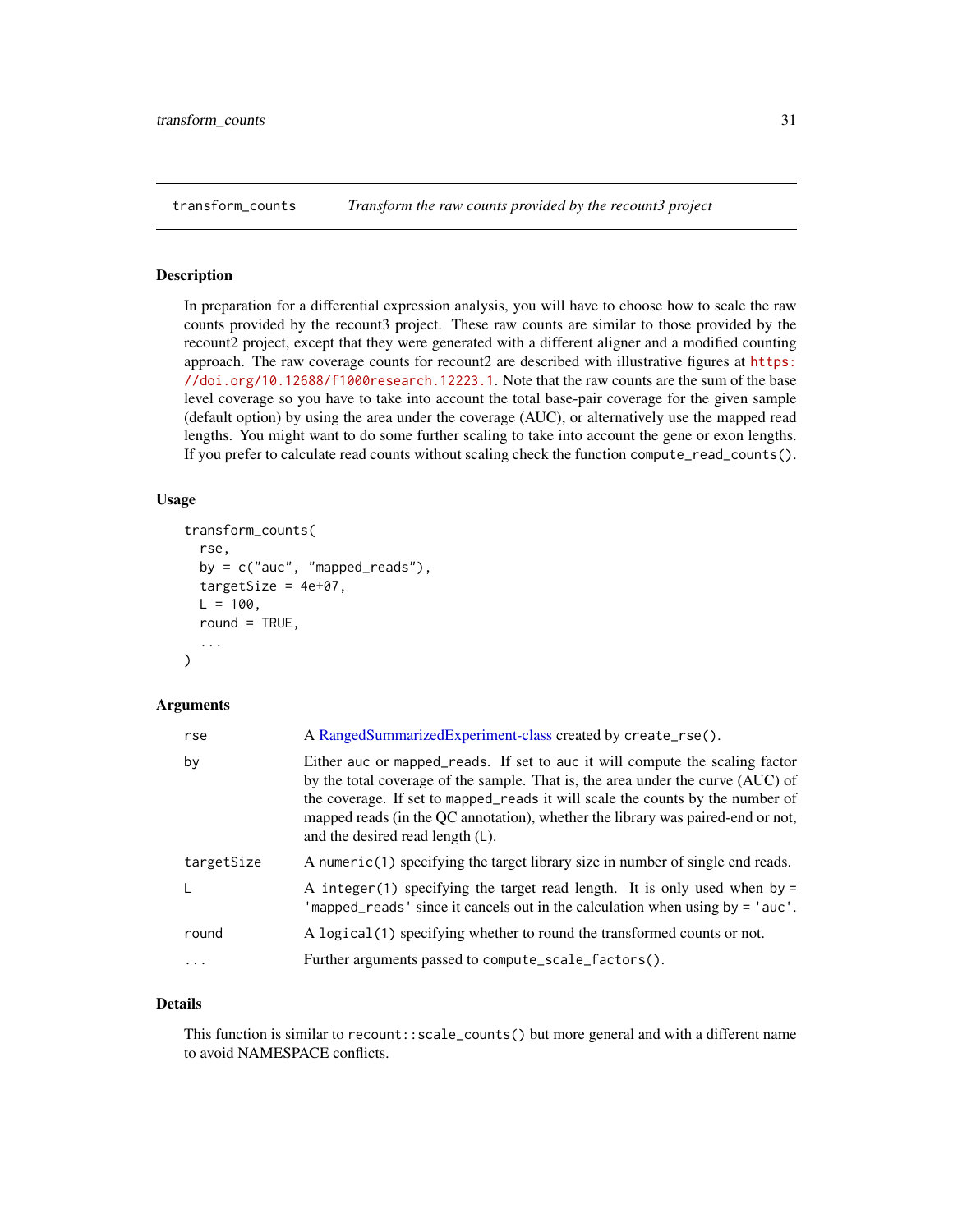## transform_counts — *Transform the raw counts provided by the recount3 project*

### Description

In preparation for a differential expression analysis, you will have to choose how to scale the raw counts provided by the recount3 project. These raw counts are similar to those provided by the recount2 project, except that they were generated with a different aligner and a modified counting approach. The raw coverage counts for recount2 are described with illustrative figures at https://doi.org/10.12688/f1000research.12223.1. Note that the raw counts are the sum of the base level coverage so you have to take into account the total base-pair coverage for the given sample (default option) by using the area under the coverage (AUC), or alternatively use the mapped read lengths. You might want to do some further scaling to take into account the gene or exon lengths. If you prefer to calculate read counts without scaling check the function `compute_read_counts()`.

### Usage

```
transform_counts(
  rse,
  by = c("auc", "mapped_reads"),
  targetSize = 4e+07,
  L = 100,
  round = TRUE,
  ...
)
```

### Arguments

| | |
|---|---|
| `rse` | A RangedSummarizedExperiment-class created by `create_rse()`. |
| `by` | Either `auc` or `mapped_reads`. If set to `auc` it will compute the scaling factor by the total coverage of the sample. That is, the area under the curve (AUC) of the coverage. If set to `mapped_reads` it will scale the counts by the number of mapped reads (in the QC annotation), whether the library was paired-end or not, and the desired read length (`L`). |
| `targetSize` | A `numeric(1)` specifying the target library size in number of single end reads. |
| `L` | A `integer(1)` specifying the target read length. It is only used when `by = 'mapped_reads'` since it cancels out in the calculation when using `by = 'auc'`. |
| `round` | A `logical(1)` specifying whether to round the transformed counts or not. |
| `...` | Further arguments passed to `compute_scale_factors()`. |

### Details

This function is similar to `recount::scale_counts()` but more general and with a different name to avoid NAMESPACE conflicts.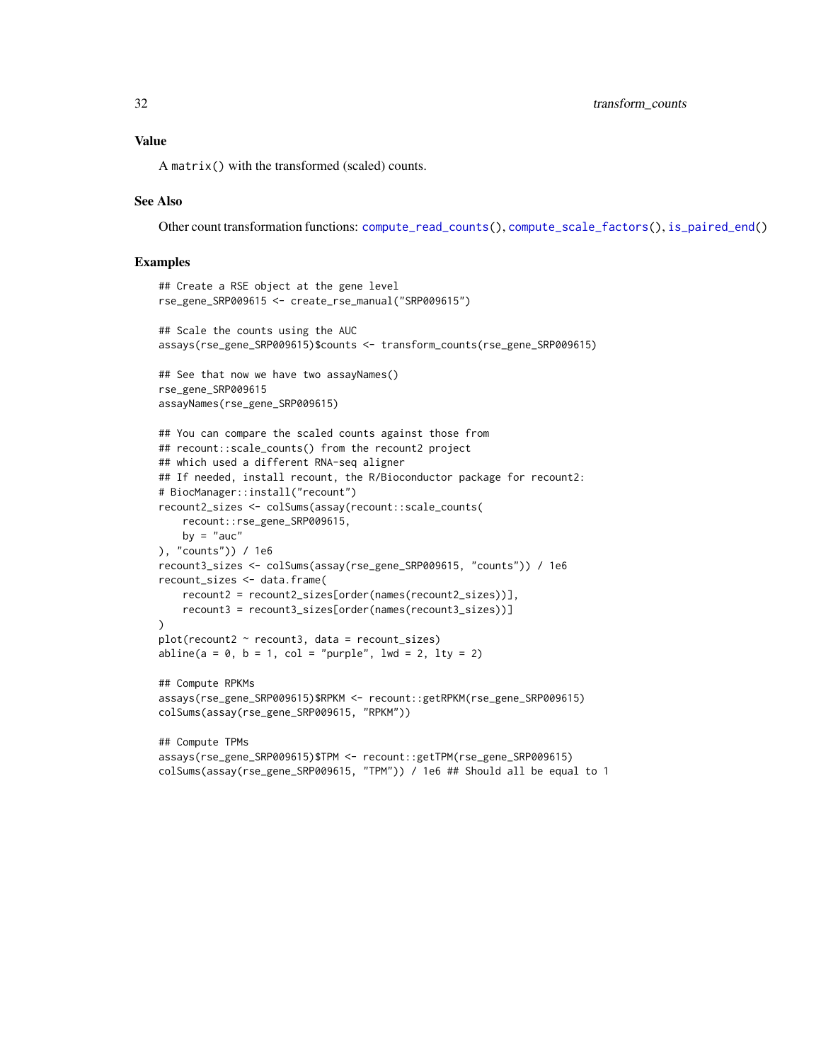## Value

A `matrix()` with the transformed (scaled) counts.

## See Also

Other count transformation functions: `compute_read_counts()`, `compute_scale_factors()`, `is_paired_end()`

## Examples

```
## Create a RSE object at the gene level
rse_gene_SRP009615 <- create_rse_manual("SRP009615")

## Scale the counts using the AUC
assays(rse_gene_SRP009615)$counts <- transform_counts(rse_gene_SRP009615)

## See that now we have two assayNames()
rse_gene_SRP009615
assayNames(rse_gene_SRP009615)

## You can compare the scaled counts against those from
## recount::scale_counts() from the recount2 project
## which used a different RNA-seq aligner
## If needed, install recount, the R/Bioconductor package for recount2:
# BiocManager::install("recount")
recount2_sizes <- colSums(assay(recount::scale_counts(
    recount::rse_gene_SRP009615,
    by = "auc"
), "counts")) / 1e6
recount3_sizes <- colSums(assay(rse_gene_SRP009615, "counts")) / 1e6
recount_sizes <- data.frame(
    recount2 = recount2_sizes[order(names(recount2_sizes))],
    recount3 = recount3_sizes[order(names(recount3_sizes))]
)
plot(recount2 ~ recount3, data = recount_sizes)
abline(a = 0, b = 1, col = "purple", lwd = 2, lty = 2)

## Compute RPKMs
assays(rse_gene_SRP009615)$RPKM <- recount::getRPKM(rse_gene_SRP009615)
colSums(assay(rse_gene_SRP009615, "RPKM"))

## Compute TPMs
assays(rse_gene_SRP009615)$TPM <- recount::getTPM(rse_gene_SRP009615)
colSums(assay(rse_gene_SRP009615, "TPM")) / 1e6 ## Should all be equal to 1
```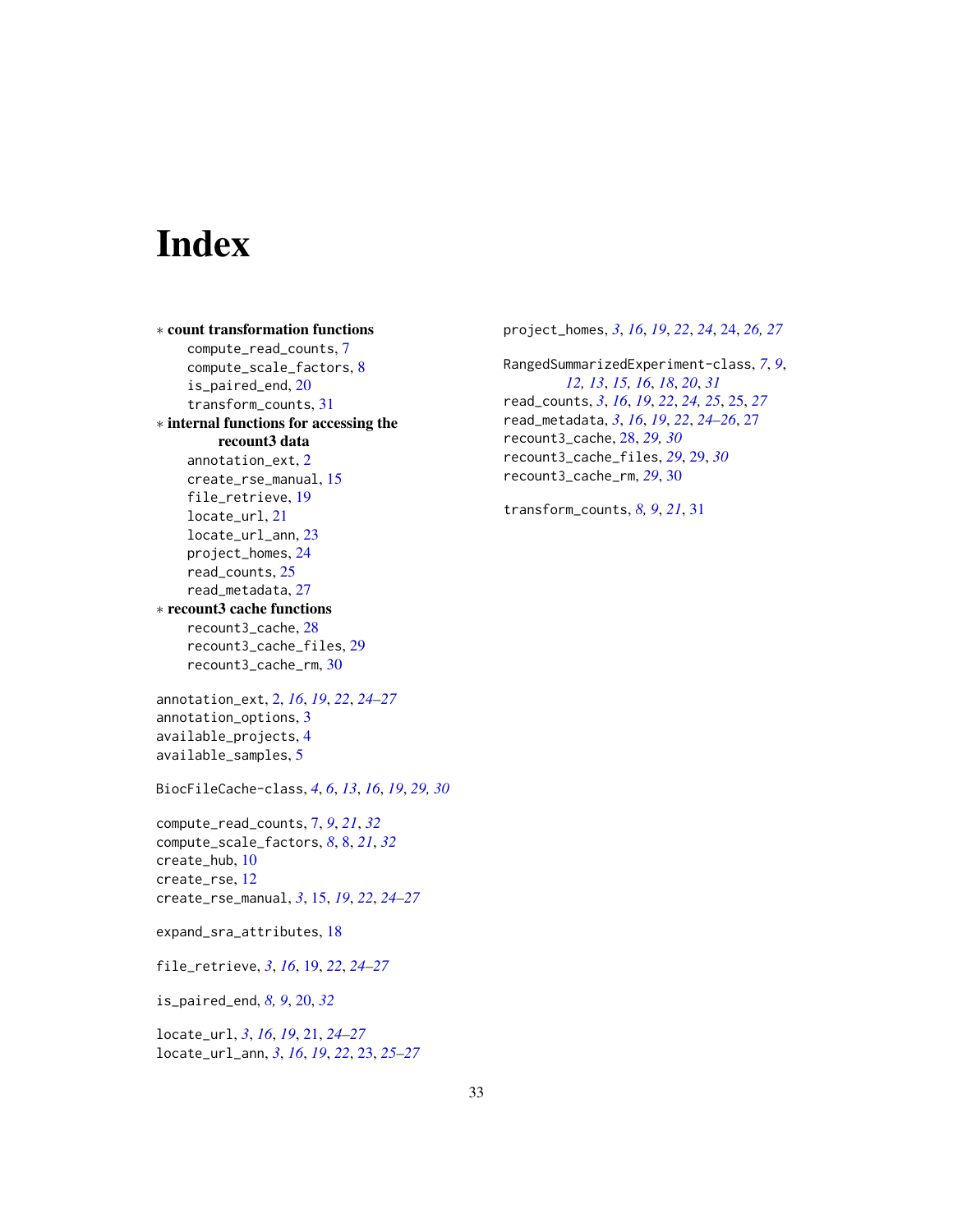# Index

∗ **count transformation functions**
- compute_read_counts, 7
- compute_scale_factors, 8
- is_paired_end, 20
- transform_counts, 31

∗ **internal functions for accessing the recount3 data**
- annotation_ext, 2
- create_rse_manual, 15
- file_retrieve, 19
- locate_url, 21
- locate_url_ann, 23
- project_homes, 24
- read_counts, 25
- read_metadata, 27

∗ **recount3 cache functions**
- recount3_cache, 28
- recount3_cache_files, 29
- recount3_cache_rm, 30

annotation_ext, 2, *16*, *19*, *22*, *24–27*
annotation_options, 3
available_projects, 4
available_samples, 5

BiocFileCache-class, *4*, *6*, *13*, *16*, *19*, *29*, *30*

compute_read_counts, 7, *9*, *21*, *32*
compute_scale_factors, *8*, 8, *21*, *32*
create_hub, 10
create_rse, 12
create_rse_manual, *3*, 15, *19*, *22*, *24–27*

expand_sra_attributes, 18

file_retrieve, *3*, *16*, 19, *22*, *24–27*

is_paired_end, *8*, *9*, 20, *32*

locate_url, *3*, *16*, *19*, 21, *24–27*
locate_url_ann, *3*, *16*, *19*, *22*, 23, *25–27*

project_homes, *3*, *16*, *19*, *22*, *24*, 24, *26*, *27*

RangedSummarizedExperiment-class, *7*, *9*, *12*, *13*, *15*, *16*, *18*, *20*, *31*
read_counts, *3*, *16*, *19*, *22*, *24*, *25*, 25, *27*
read_metadata, *3*, *16*, *19*, *22*, *24–26*, 27
recount3_cache, 28, *29*, *30*
recount3_cache_files, *29*, 29, *30*
recount3_cache_rm, *29*, 30

transform_counts, *8*, *9*, *21*, 31